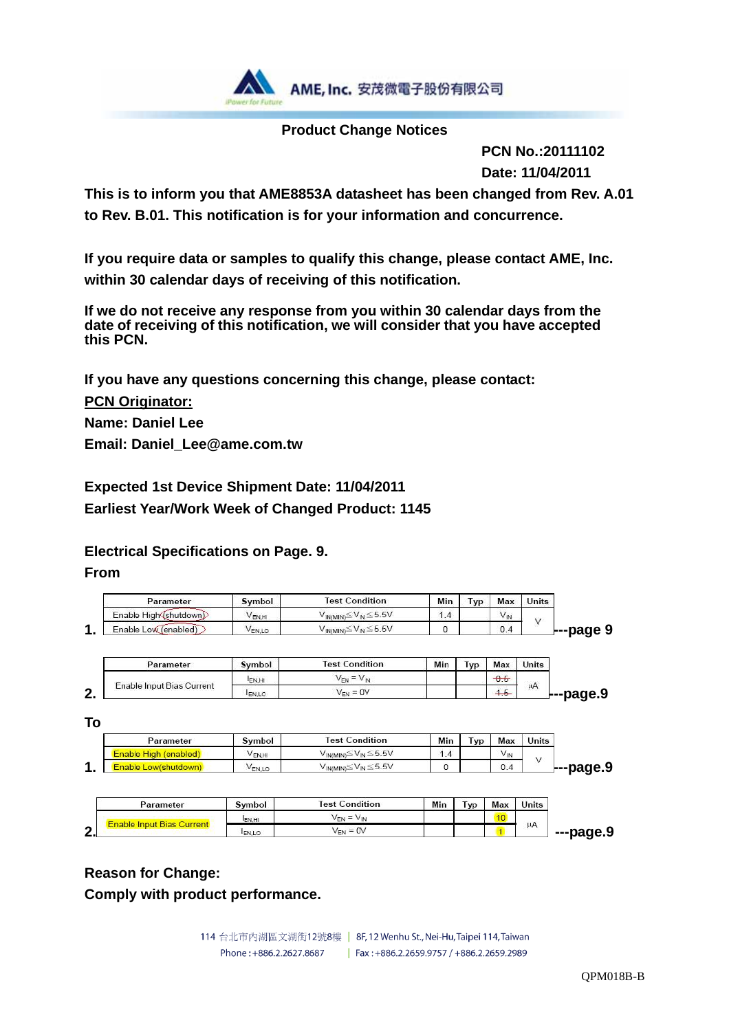AME, Inc. 安茂微電子股份有限公司

## Product Change Notices

**PCN No.:20111102**
**Date: 11/04/2011**

**This is to inform you that AME8853A datasheet has been changed from Rev. A.01 to Rev. B.01. This notification is for your information and concurrence.**

**If you require data or samples to qualify this change, please contact AME, Inc. within 30 calendar days of receiving of this notification.**

**If we do not receive any response from you within 30 calendar days from the date of receiving of this notification, we will consider that you have accepted this PCN.**

**If you have any questions concerning this change, please contact:**

**PCN Originator:**
**Name: Daniel Lee**
**Email: Daniel_Lee@ame.com.tw**

**Expected 1st Device Shipment Date: 11/04/2011**
**Earliest Year/Work Week of Changed Product: 1145**

**Electrical Specifications on Page. 9.**

**From**

1.

| Parameter | Symbol | Test Condition | Min | Typ | Max | Units |
|---|---|---|---|---|---|---|
| Enable High (shutdown) | $V_{EN,HI}$ | $V_{IN(MIN)} \leq V_{IN} \leq 5.5V$ | 1.4 | | $V_{IN}$ | V |
| Enable Low (enabled) | $V_{EN,LO}$ | $V_{IN(MIN)} \leq V_{IN} \leq 5.5V$ | 0 | | 0.4 | |

**---page 9**

2.

| Parameter | Symbol | Test Condition | Min | Typ | Max | Units |
|---|---|---|---|---|---|---|
| Enable Input Bias Current | $I_{EN,HI}$ | $V_{EN} = V_{IN}$ | | | ~~0.5~~ | μA |
| | $I_{EN,LO}$ | $V_{EN} = 0V$ | | | ~~1.5~~ | |

**---page.9**

**To**

1.

| Parameter | Symbol | Test Condition | Min | Typ | Max | Units |
|---|---|---|---|---|---|---|
| Enable High (enabled) | $V_{EN,HI}$ | $V_{IN(MIN)} \leq V_{IN} \leq 5.5V$ | 1.4 | | $V_{IN}$ | V |
| Enable Low(shutdown) | $V_{EN,LO}$ | $V_{IN(MIN)} \leq V_{IN} \leq 5.5V$ | 0 | | 0.4 | |

**---page.9**

2.

| Parameter | Symbol | Test Condition | Min | Typ | Max | Units |
|---|---|---|---|---|---|---|
| Enable Input Bias Current | $I_{EN,HI}$ | $V_{EN} = V_{IN}$ | | | 10 | μA |
| | $I_{EN,LO}$ | $V_{EN} = 0V$ | | | 1 | |

**---page.9**

**Reason for Change:**
**Comply with product performance.**

114 台北市內湖區文湖街12號8樓 | 8F, 12 Wenhu St., Nei-Hu, Taipei 114, Taiwan
Phone : +886.2.2627.8687 | Fax : +886.2.2659.9757 / +886.2.2659.2989

QPM018B-B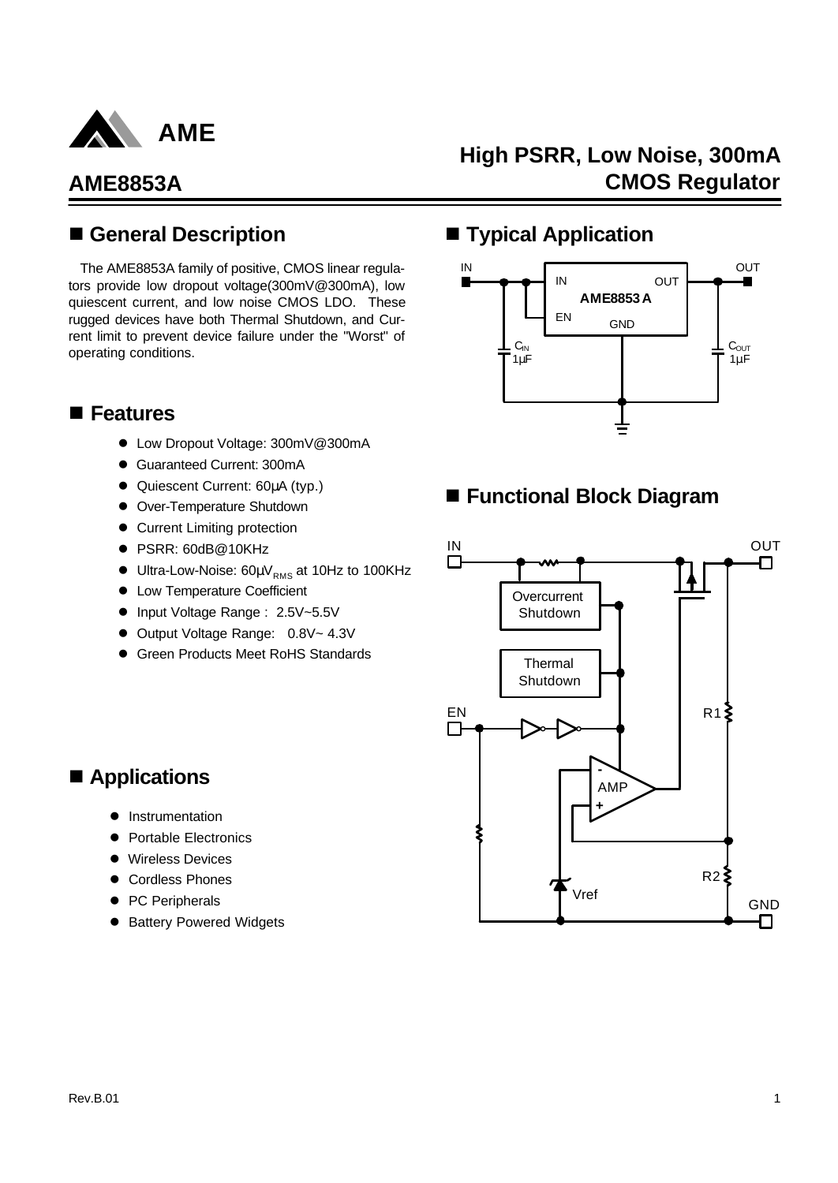# AME8853A

## High PSRR, Low Noise, 300mA CMOS Regulator

## ■ General Description

The AME8853A family of positive, CMOS linear regulators provide low dropout voltage(300mV@300mA), low quiescent current, and low noise CMOS LDO. These rugged devices have both Thermal Shutdown, and Current limit to prevent device failure under the "Worst" of operating conditions.

## ■ Features

- Low Dropout Voltage: 300mV@300mA
- Guaranteed Current: 300mA
- Quiescent Current: 60µA (typ.)
- Over-Temperature Shutdown
- Current Limiting protection
- PSRR: 60dB@10KHz
- Ultra-Low-Noise: 60µ$V_{RMS}$ at 10Hz to 100KHz
- Low Temperature Coefficient
- Input Voltage Range : 2.5V~5.5V
- Output Voltage Range: 0.8V~ 4.3V
- Green Products Meet RoHS Standards

## ■ Applications

- Instrumentation
- Portable Electronics
- Wireless Devices
- Cordless Phones
- PC Peripherals
- Battery Powered Widgets

## ■ Typical Application

IN, OUT, AME8853 A, EN, GND, $C_{IN}$ 1µF, $C_{OUT}$ 1µF

## ■ Functional Block Diagram

IN, OUT, Overcurrent Shutdown, Thermal Shutdown, EN, R1, AMP, R2, Vref, GND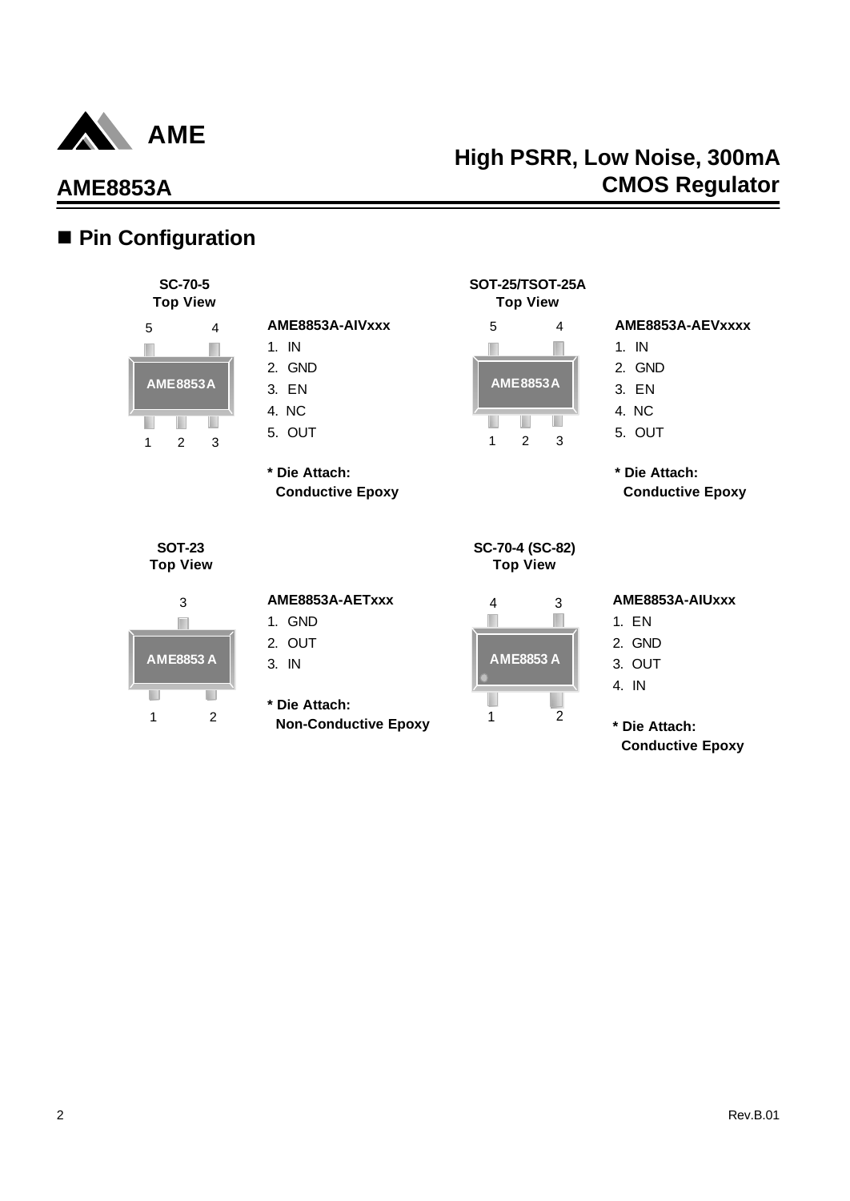## ■ Pin Configuration

**SC-70-5**
**Top View**

**AME8853A-AIVxxx**

1. IN
2. GND
3. EN
4. NC
5. OUT

**\* Die Attach:**
**Conductive Epoxy**

**SOT-25/TSOT-25A**
**Top View**

**AME8853A-AEVxxxx**

1. IN
2. GND
3. EN
4. NC
5. OUT

**\* Die Attach:**
**Conductive Epoxy**

**SOT-23**
**Top View**

**AME8853A-AETxxx**

1. GND
2. OUT
3. IN

**\* Die Attach:**
**Non-Conductive Epoxy**

**SC-70-4 (SC-82)**
**Top View**

**AME8853A-AIUxxx**

1. EN
2. GND
3. OUT
4. IN

**\* Die Attach:**
**Conductive Epoxy**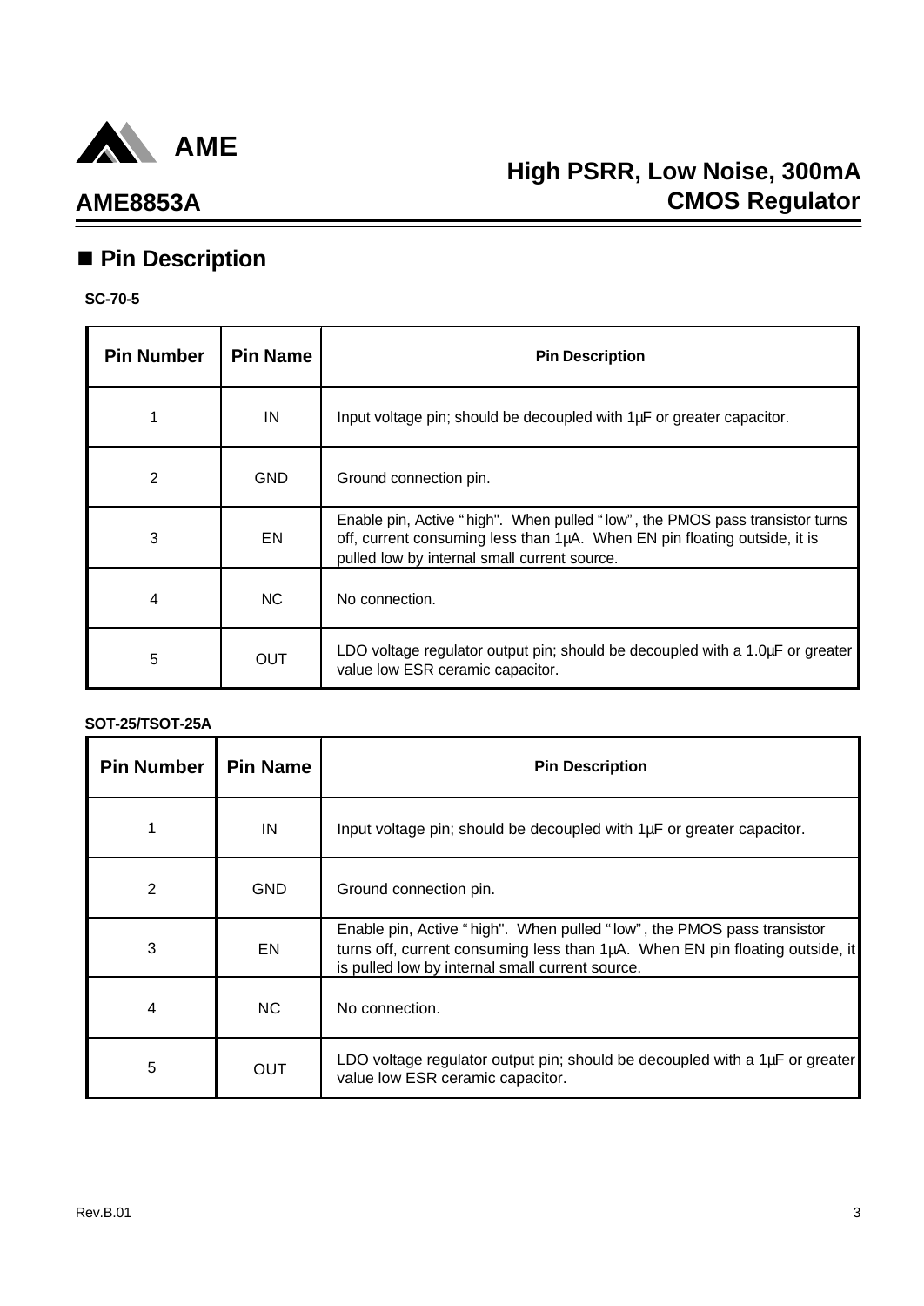## ■ Pin Description

**SC-70-5**

| Pin Number | Pin Name | Pin Description |
|---|---|---|
| 1 | IN | Input voltage pin; should be decoupled with 1µF or greater capacitor. |
| 2 | GND | Ground connection pin. |
| 3 | EN | Enable pin, Active "high". When pulled "low", the PMOS pass transistor turns off, current consuming less than 1µA. When EN pin floating outside, it is pulled low by internal small current source. |
| 4 | NC | No connection. |
| 5 | OUT | LDO voltage regulator output pin; should be decoupled with a 1.0µF or greater value low ESR ceramic capacitor. |

**SOT-25/TSOT-25A**

| Pin Number | Pin Name | Pin Description |
|---|---|---|
| 1 | IN | Input voltage pin; should be decoupled with 1µF or greater capacitor. |
| 2 | GND | Ground connection pin. |
| 3 | EN | Enable pin, Active "high". When pulled "low", the PMOS pass transistor turns off, current consuming less than 1µA. When EN pin floating outside, it is pulled low by internal small current source. |
| 4 | NC | No connection. |
| 5 | OUT | LDO voltage regulator output pin; should be decoupled with a 1µF or greater value low ESR ceramic capacitor. |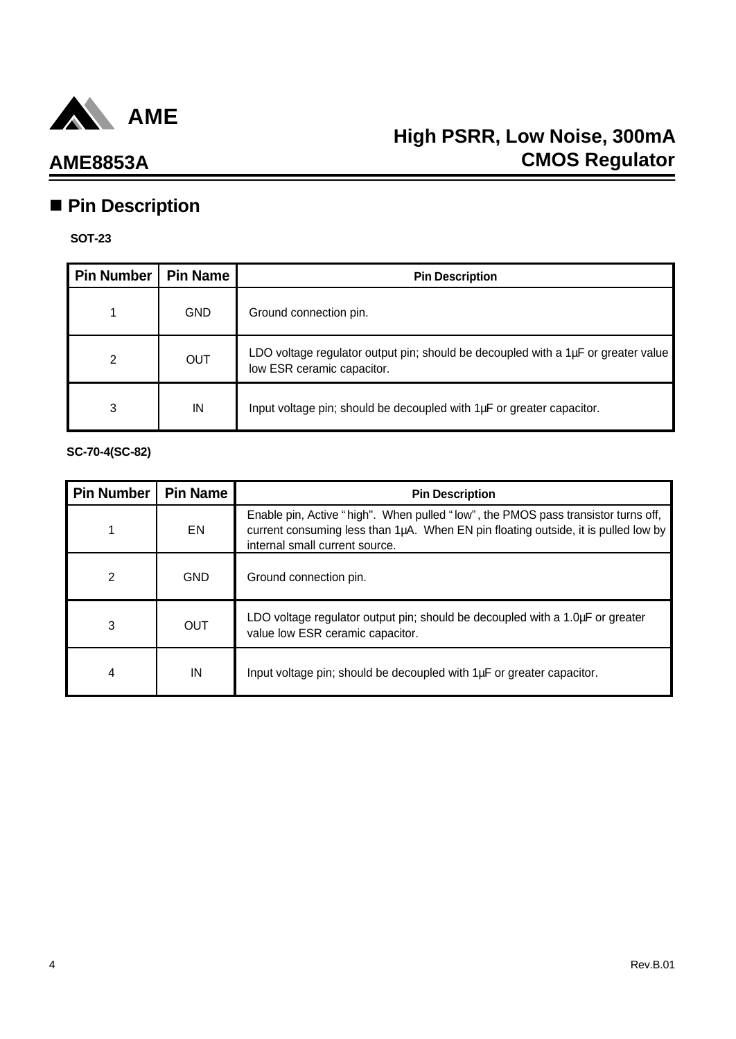## ■ Pin Description

**SOT-23**

| Pin Number | Pin Name | Pin Description |
|---|---|---|
| 1 | GND | Ground connection pin. |
| 2 | OUT | LDO voltage regulator output pin; should be decoupled with a 1µF or greater value low ESR ceramic capacitor. |
| 3 | IN | Input voltage pin; should be decoupled with 1µF or greater capacitor. |

**SC-70-4(SC-82)**

| Pin Number | Pin Name | Pin Description |
|---|---|---|
| 1 | EN | Enable pin, Active "high". When pulled "low", the PMOS pass transistor turns off, current consuming less than 1µA. When EN pin floating outside, it is pulled low by internal small current source. |
| 2 | GND | Ground connection pin. |
| 3 | OUT | LDO voltage regulator output pin; should be decoupled with a 1.0µF or greater value low ESR ceramic capacitor. |
| 4 | IN | Input voltage pin; should be decoupled with 1µF or greater capacitor. |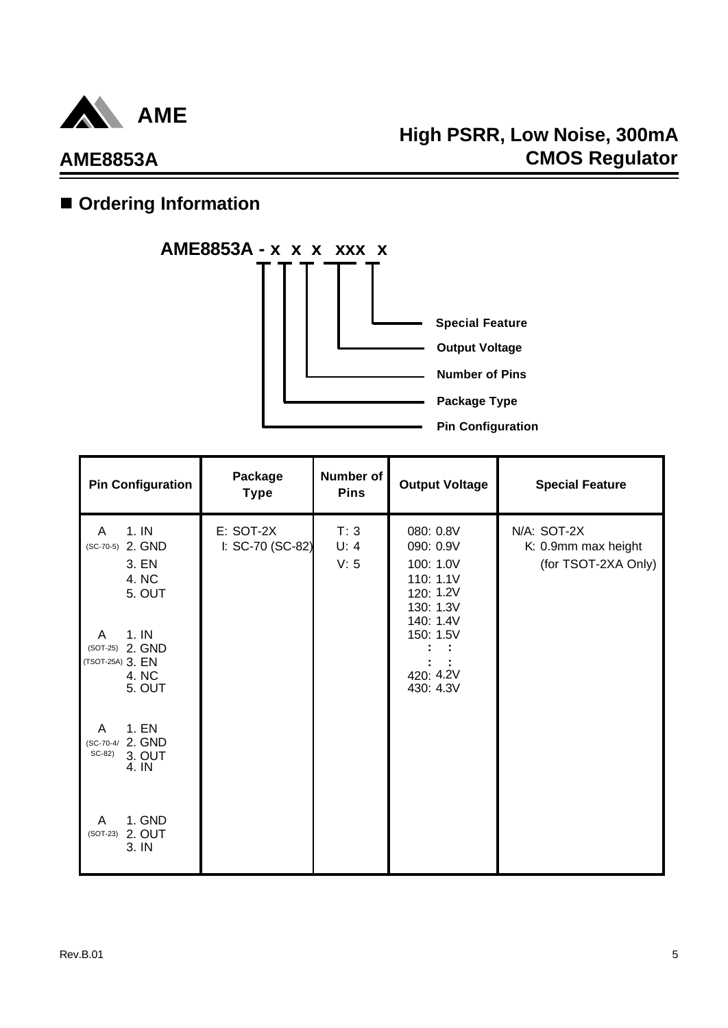## ■ Ordering Information

**AME8853A - x x x xxx x**

- x: Pin Configuration
- x: Package Type
- x: Number of Pins
- xxx: Output Voltage
- x: Special Feature

| Pin Configuration | Package Type | Number of Pins | Output Voltage | Special Feature |
|---|---|---|---|---|
| A (SC-70-5): 1. IN, 2. GND, 3. EN, 4. NC, 5. OUT<br>A (SOT-25) (TSOT-25A): 1. IN, 2. GND, 3. EN, 4. NC, 5. OUT<br>A (SC-70-4/ SC-82): 1. EN, 2. GND, 3. OUT, 4. IN<br>A (SOT-23): 1. GND, 2. OUT, 3. IN | E: SOT-2X<br>I: SC-70 (SC-82) | T: 3<br>U: 4<br>V: 5 | 080: 0.8V<br>090: 0.9V<br>100: 1.0V<br>110: 1.1V<br>120: 1.2V<br>130: 1.3V<br>140: 1.4V<br>150: 1.5V<br>: :<br>: :<br>420: 4.2V<br>430: 4.3V | N/A: SOT-2X<br>K: 0.9mm max height (for TSOT-2XA Only) |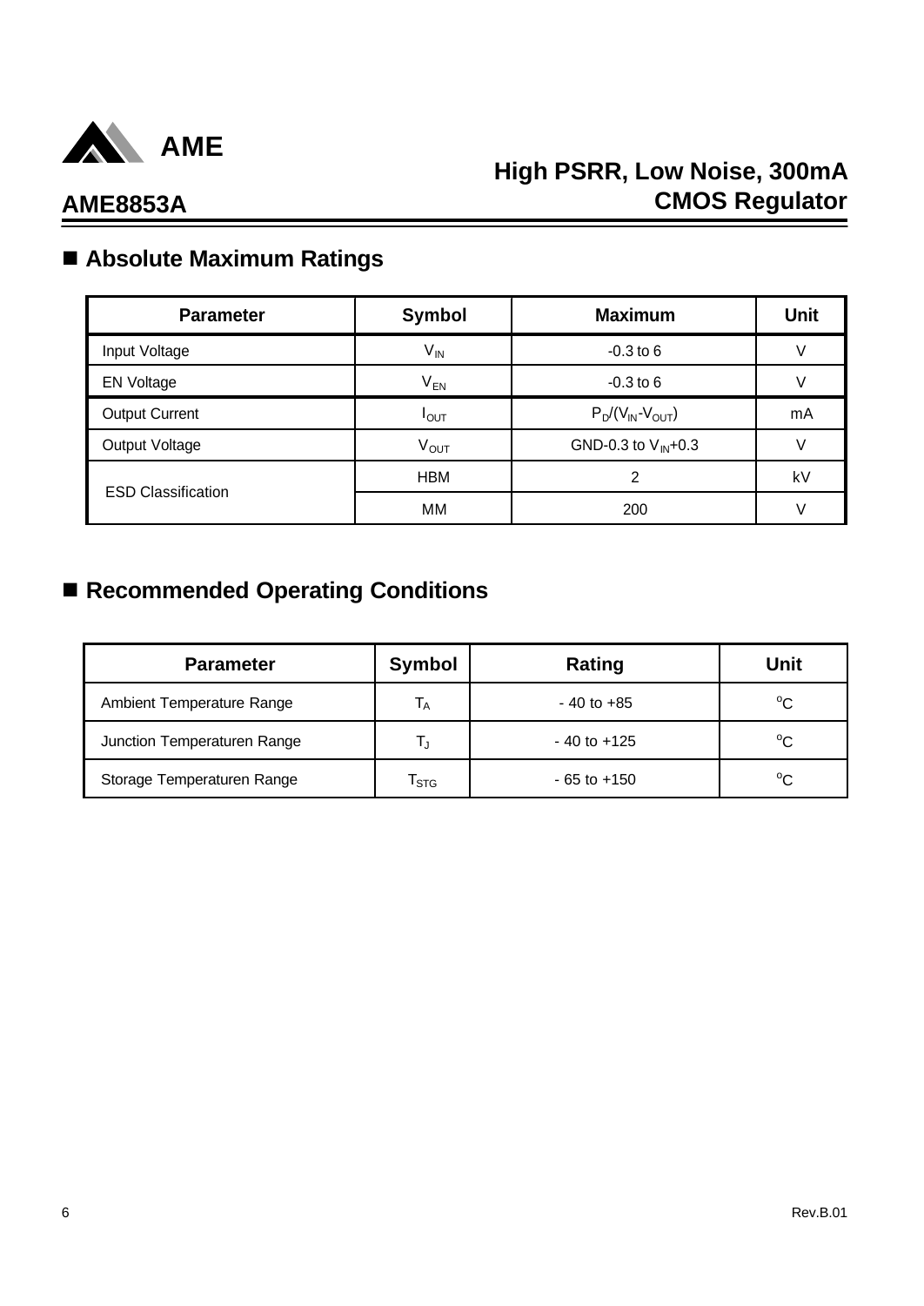## ■ Absolute Maximum Ratings

| Parameter | Symbol | Maximum | Unit |
|---|---|---|---|
| Input Voltage | $V_{IN}$ | -0.3 to 6 | V |
| EN Voltage | $V_{EN}$ | -0.3 to 6 | V |
| Output Current | $I_{OUT}$ | $P_D/(V_{IN}-V_{OUT})$ | mA |
| Output Voltage | $V_{OUT}$ | GND-0.3 to $V_{IN}$+0.3 | V |
| ESD Classification | HBM | 2 | kV |
| | MM | 200 | V |

## ■ Recommended Operating Conditions

| Parameter | Symbol | Rating | Unit |
|---|---|---|---|
| Ambient Temperature Range | $T_A$ | - 40 to +85 | °C |
| Junction Temperaturen Range | $T_J$ | - 40 to +125 | °C |
| Storage Temperaturen Range | $T_{STG}$ | - 65 to +150 | °C |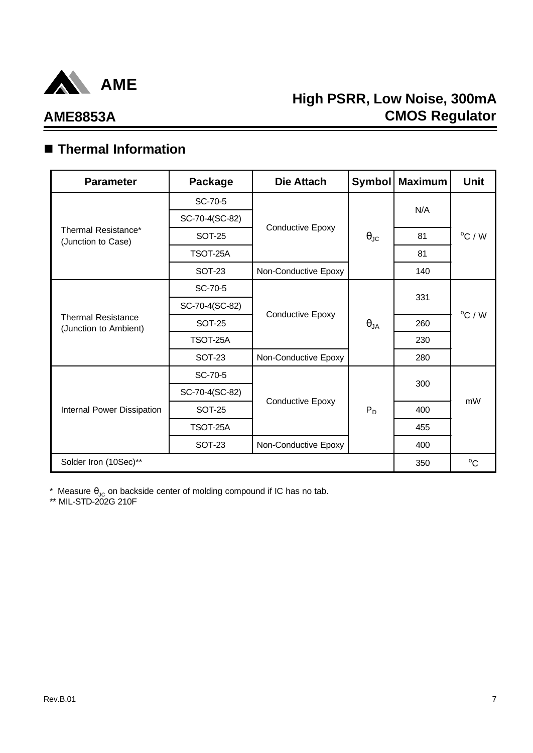## ■ Thermal Information

| Parameter | Package | Die Attach | Symbol | Maximum | Unit |
|---|---|---|---|---|---|
| Thermal Resistance* (Junction to Case) | SC-70-5 | Conductive Epoxy | $\theta_{JC}$ | N/A | $^oC$ / W |
| | SC-70-4(SC-82) | | | | |
| | SOT-25 | | | 81 | |
| | TSOT-25A | | | 81 | |
| | SOT-23 | Non-Conductive Epoxy | | 140 | |
| Thermal Resistance (Junction to Ambient) | SC-70-5 | Conductive Epoxy | $\theta_{JA}$ | 331 | $^oC$ / W |
| | SC-70-4(SC-82) | | | | |
| | SOT-25 | | | 260 | |
| | TSOT-25A | | | 230 | |
| | SOT-23 | Non-Conductive Epoxy | | 280 | |
| Internal Power Dissipation | SC-70-5 | Conductive Epoxy | $P_D$ | 300 | mW |
| | SC-70-4(SC-82) | | | | |
| | SOT-25 | | | 400 | |
| | TSOT-25A | | | 455 | |
| | SOT-23 | Non-Conductive Epoxy | | 400 | |
| Solder Iron (10Sec)** | | | | 350 | $^oC$ |

* Measure $\theta_{JC}$ on backside center of molding compound if IC has no tab.
** MIL-STD-202G 210F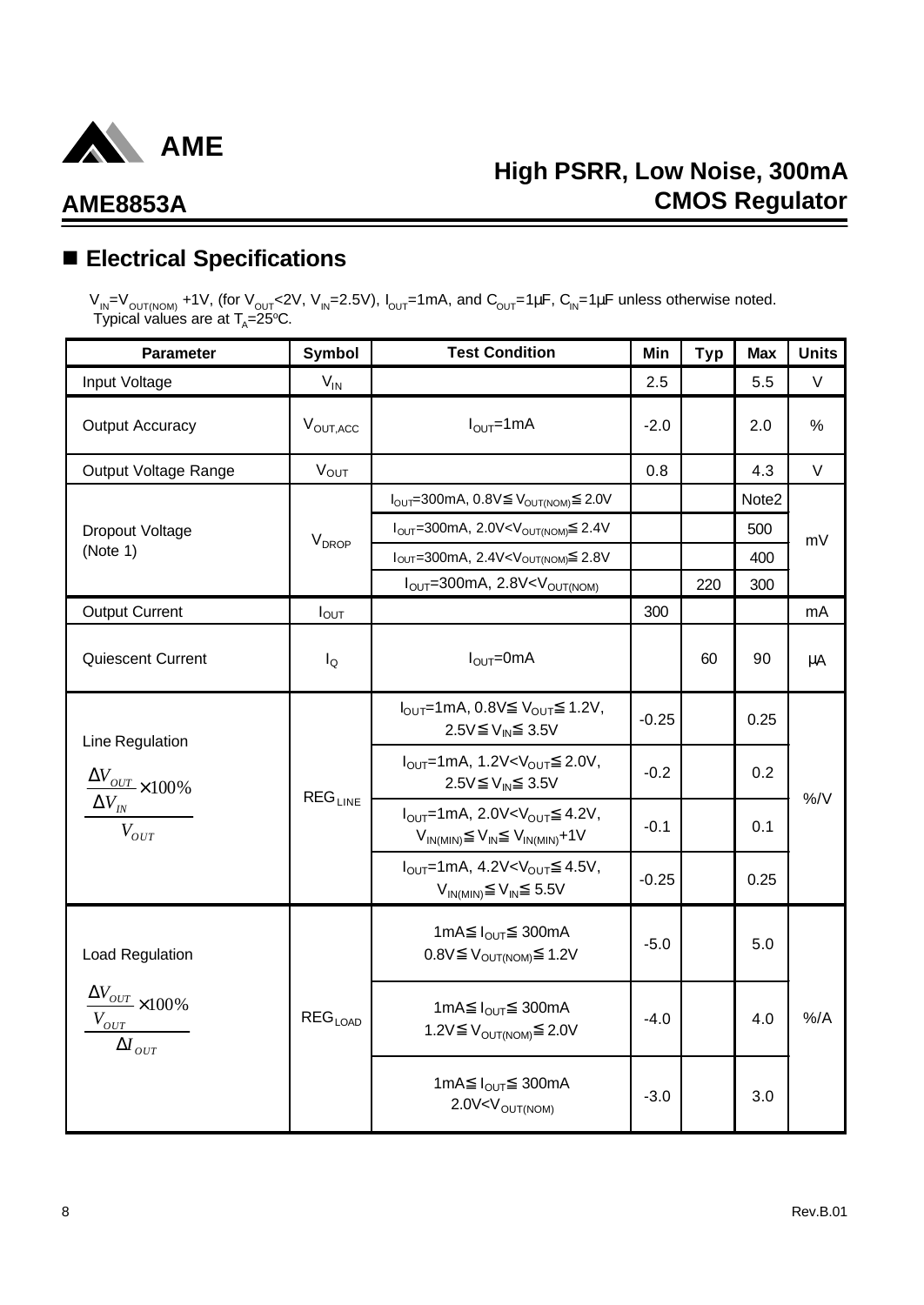## ■ Electrical Specifications

$V_{IN}$=$V_{OUT(NOM)}$ +1V, (for $V_{OUT}$<2V, $V_{IN}$=2.5V), $I_{OUT}$=1mA, and $C_{OUT}$=1μF, $C_{IN}$=1μF unless otherwise noted. Typical values are at $T_A$=25°C.

| Parameter | Symbol | Test Condition | Min | Typ | Max | Units |
|---|---|---|---|---|---|---|
| Input Voltage | $V_{IN}$ | | 2.5 | | 5.5 | V |
| Output Accuracy | $V_{OUT,ACC}$ | $I_{OUT}$=1mA | -2.0 | | 2.0 | % |
| Output Voltage Range | $V_{OUT}$ | | 0.8 | | 4.3 | V |
| Dropout Voltage (Note 1) | $V_{DROP}$ | $I_{OUT}$=300mA, 0.8V≦$V_{OUT(NOM)}$≦2.0V | | | Note2 | mV |
| | | $I_{OUT}$=300mA, 2.0V<$V_{OUT(NOM)}$≦2.4V | | | 500 | |
| | | $I_{OUT}$=300mA, 2.4V<$V_{OUT(NOM)}$≦2.8V | | | 400 | |
| | | $I_{OUT}$=300mA, 2.8V<$V_{OUT(NOM)}$ | | 220 | 300 | |
| Output Current | $I_{OUT}$ | | 300 | | | mA |
| Quiescent Current | $I_Q$ | $I_{OUT}$=0mA | | 60 | 90 | μA |
| Line Regulation $\dfrac{\frac{\Delta V_{OUT}}{\Delta V_{IN}} \times 100\%}{V_{OUT}}$ | $REG_{LINE}$ | $I_{OUT}$=1mA, 0.8V≦$V_{OUT}$≦1.2V, 2.5V≦$V_{IN}$≦3.5V | -0.25 | | 0.25 | %/V |
| | | $I_{OUT}$=1mA, 1.2V<$V_{OUT}$≦2.0V, 2.5V≦$V_{IN}$≦3.5V | -0.2 | | 0.2 | |
| | | $I_{OUT}$=1mA, 2.0V<$V_{OUT}$≦4.2V, $V_{IN(MIN)}$≦$V_{IN}$≦$V_{IN(MIN)}$+1V | -0.1 | | 0.1 | |
| | | $I_{OUT}$=1mA, 4.2V<$V_{OUT}$≦4.5V, $V_{IN(MIN)}$≦$V_{IN}$≦5.5V | -0.25 | | 0.25 | |
| Load Regulation $\dfrac{\frac{\Delta V_{OUT}}{V_{OUT}} \times 100\%}{\Delta I_{OUT}}$ | $REG_{LOAD}$ | 1mA≦$I_{OUT}$≦300mA, 0.8V≦$V_{OUT(NOM)}$≦1.2V | -5.0 | | 5.0 | %/A |
| | | 1mA≦$I_{OUT}$≦300mA, 1.2V≦$V_{OUT(NOM)}$≦2.0V | -4.0 | | 4.0 | |
| | | 1mA≦$I_{OUT}$≦300mA, 2.0V<$V_{OUT(NOM)}$ | -3.0 | | 3.0 | |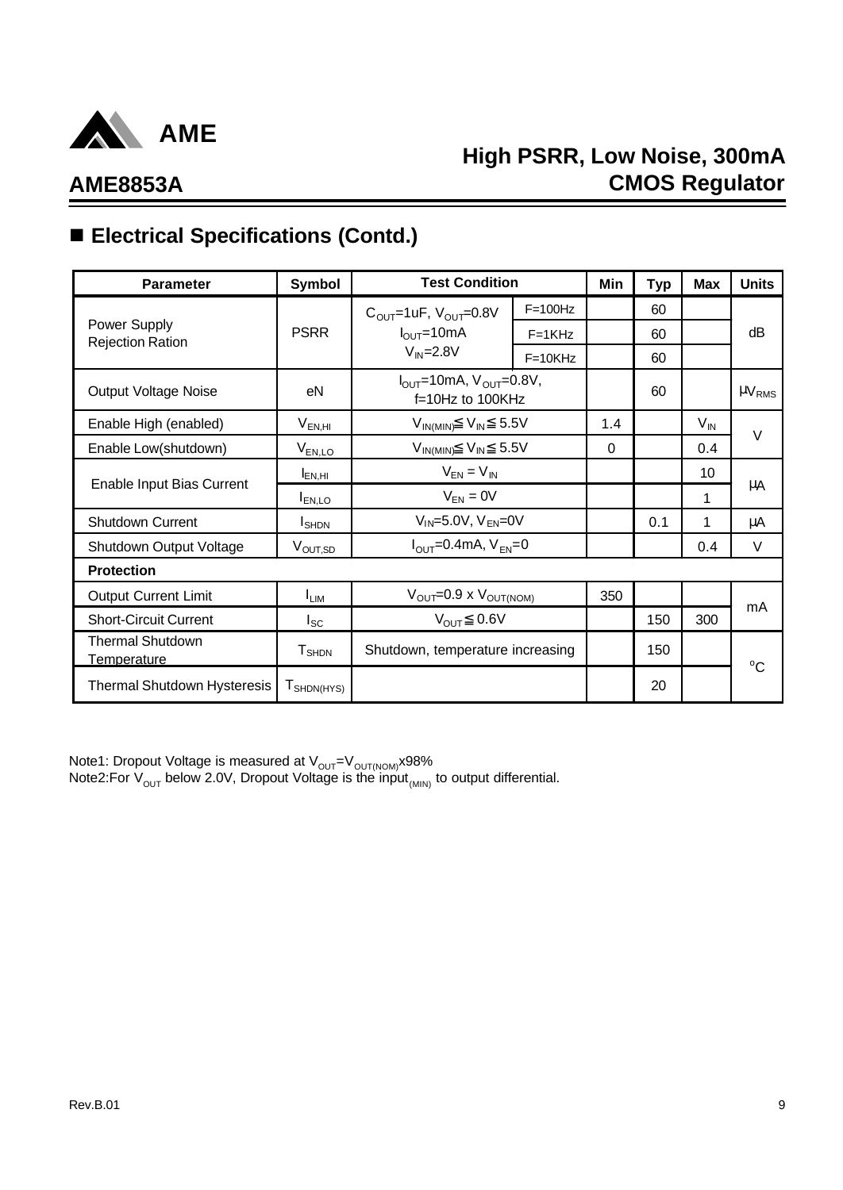## ■ Electrical Specifications (Contd.)

| Parameter | Symbol | Test Condition | | Min | Typ | Max | Units |
|---|---|---|---|---|---|---|---|
| Power Supply Rejection Ration | PSRR | $C_{OUT}$=1uF, $V_{OUT}$=0.8V $I_{OUT}$=10mA $V_{IN}$=2.8V | F=100Hz | | 60 | | dB |
| | | | F=1KHz | | 60 | | |
| | | | F=10KHz | | 60 | | |
| Output Voltage Noise | eN | $I_{OUT}$=10mA, $V_{OUT}$=0.8V, f=10Hz to 100KHz | | | 60 | | $\mu V_{RMS}$ |
| Enable High (enabled) | $V_{EN,HI}$ | $V_{IN(MIN)} \leqq V_{IN} \leqq 5.5V$ | | 1.4 | | $V_{IN}$ | V |
| Enable Low(shutdown) | $V_{EN,LO}$ | $V_{IN(MIN)} \leqq V_{IN} \leqq 5.5V$ | | 0 | | 0.4 | |
| Enable Input Bias Current | $I_{EN,HI}$ | $V_{EN} = V_{IN}$ | | | | 10 | μA |
| | $I_{EN,LO}$ | $V_{EN} = 0V$ | | | | 1 | |
| Shutdown Current | $I_{SHDN}$ | $V_{IN}$=5.0V, $V_{EN}$=0V | | | 0.1 | 1 | μA |
| Shutdown Output Voltage | $V_{OUT,SD}$ | $I_{OUT}$=0.4mA, $V_{EN}$=0 | | | | 0.4 | V |
| **Protection** | | | | | | | |
| Output Current Limit | $I_{LIM}$ | $V_{OUT}$=0.9 x $V_{OUT(NOM)}$ | | 350 | | | mA |
| Short-Circuit Current | $I_{SC}$ | $V_{OUT} \leqq 0.6V$ | | | 150 | 300 | |
| Thermal Shutdown Temperature | $T_{SHDN}$ | Shutdown, temperature increasing | | | 150 | | °C |
| Thermal Shutdown Hysteresis | $T_{SHDN(HYS)}$ | | | | 20 | | |

Note1: Dropout Voltage is measured at $V_{OUT}=V_{OUT(NOM)}$x98%

Note2:For $V_{OUT}$ below 2.0V, Dropout Voltage is the $input_{(MIN)}$ to output differential.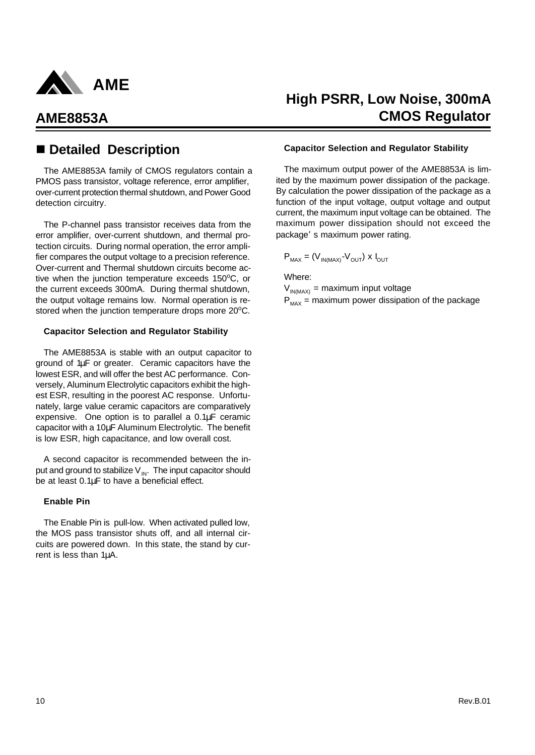## ■ Detailed Description

The AME8853A family of CMOS regulators contain a PMOS pass transistor, voltage reference, error amplifier, over-current protection thermal shutdown, and Power Good detection circuitry.

The P-channel pass transistor receives data from the error amplifier, over-current shutdown, and thermal protection circuits. During normal operation, the error amplifier compares the output voltage to a precision reference. Over-current and Thermal shutdown circuits become active when the junction temperature exceeds 150$^{o}$C, or the current exceeds 300mA. During thermal shutdown, the output voltage remains low. Normal operation is restored when the junction temperature drops more 20$^{o}$C.

### Capacitor Selection and Regulator Stability

The AME8853A is stable with an output capacitor to ground of 1µF or greater. Ceramic capacitors have the lowest ESR, and will offer the best AC performance. Conversely, Aluminum Electrolytic capacitors exhibit the highest ESR, resulting in the poorest AC response. Unfortunately, large value ceramic capacitors are comparatively expensive. One option is to parallel a 0.1µF ceramic capacitor with a 10µF Aluminum Electrolytic. The benefit is low ESR, high capacitance, and low overall cost.

A second capacitor is recommended between the input and ground to stabilize $V_{IN}$. The input capacitor should be at least 0.1µF to have a beneficial effect.

### Enable Pin

The Enable Pin is pull-low. When activated pulled low, the MOS pass transistor shuts off, and all internal circuits are powered down. In this state, the stand by current is less than 1µA.

### Capacitor Selection and Regulator Stability

The maximum output power of the AME8853A is limited by the maximum power dissipation of the package. By calculation the power dissipation of the package as a function of the input voltage, output voltage and output current, the maximum input voltage can be obtained. The maximum power dissipation should not exceed the package's maximum power rating.

$$P_{MAX} = (V_{IN(MAX)} - V_{OUT}) \times I_{OUT}$$

Where:

$V_{IN(MAX)}$ = maximum input voltage

$P_{MAX}$ = maximum power dissipation of the package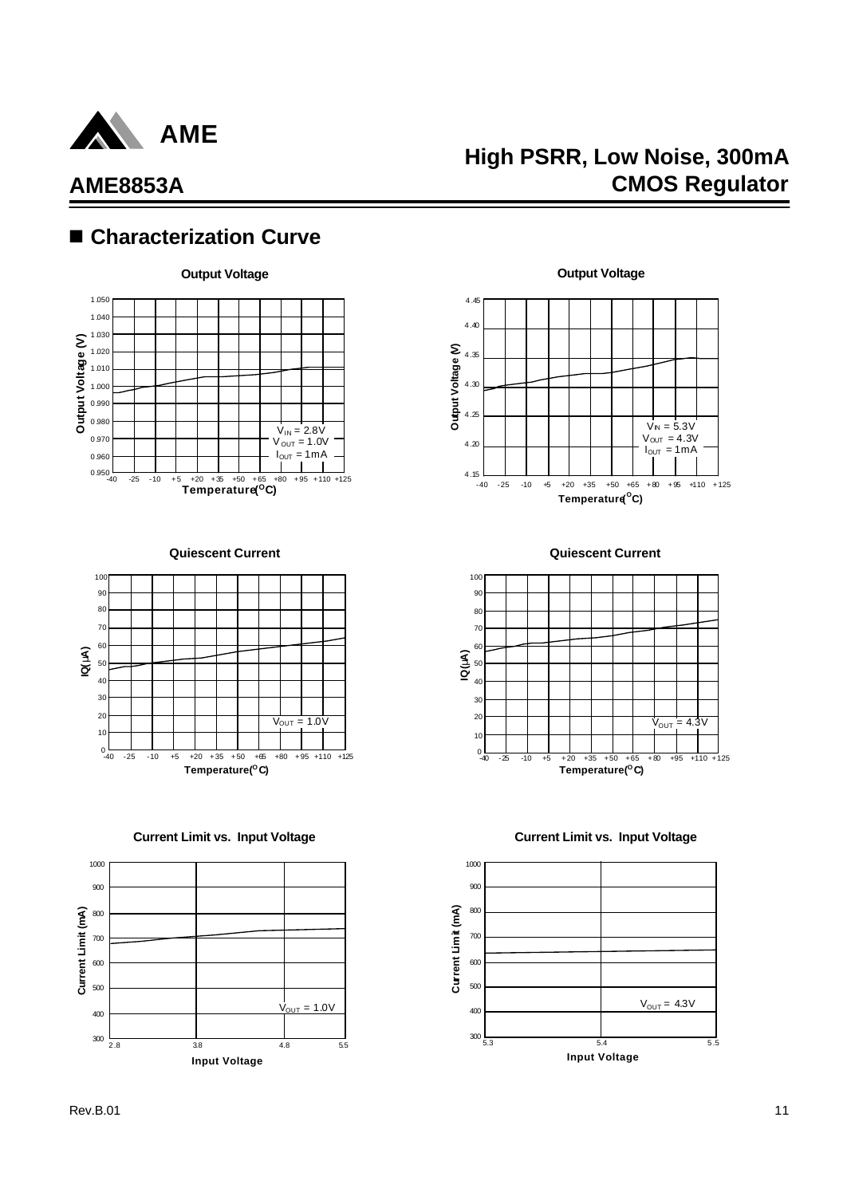## ■ Characterization Curve

**Output Voltage**

$V_{IN}$ = 2.8V
$V_{OUT}$ = 1.0V
$I_{OUT}$ = 1mA

Output Voltage (V) vs. Temperature(°C)

**Output Voltage**

$V_{IN}$ = 5.3V
$V_{OUT}$ = 4.3V
$I_{OUT}$ = 1mA

Output Voltage (V) vs. Temperature(°C)

**Quiescent Current**

$V_{OUT}$ = 1.0V

IQ(μA) vs. Temperature(°C)

**Quiescent Current**

$V_{OUT}$ = 4.3V

IQ(μA) vs. Temperature(°C)

**Current Limit vs. Input Voltage**

$V_{OUT}$ = 1.0V

Current Limit (mA) vs. Input Voltage

**Current Limit vs. Input Voltage**

$V_{OUT}$ = 4.3V

Current Limit (mA) vs. Input Voltage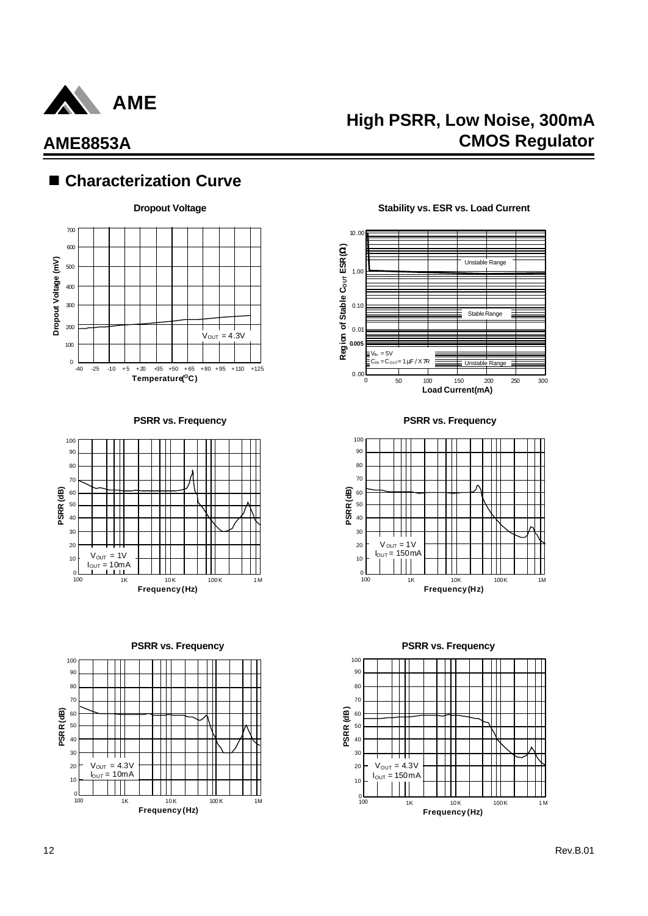## ■ Characterization Curve

**Dropout Voltage**

Dropout Voltage (mV) vs. Temperature(°C)

$V_{OUT}$ = 4.3V

**Stability vs. ESR vs. Load Current**

Region of Stable $C_{OUT}$ ESR (Ω) vs. Load Current(mA)

Unstable Range

Stable Range

Unstable Range

$V_{IN}$ = 5V
$C_{IN}$ = $C_{OUT}$ = 1μF / X7R

**PSRR vs. Frequency**

PSRR (dB) vs. Frequency (Hz)

$V_{OUT}$ = 1V
$I_{OUT}$ = 10mA

**PSRR vs. Frequency**

PSRR (dB) vs. Frequency (Hz)

$V_{OUT}$ = 1V
$I_{OUT}$ = 150mA

**PSRR vs. Frequency**

PSRR (dB) vs. Frequency (Hz)

$V_{OUT}$ = 4.3V
$I_{OUT}$ = 10mA

**PSRR vs. Frequency**

PSRR (dB) vs. Frequency (Hz)

$V_{OUT}$ = 4.3V
$I_{OUT}$ = 150mA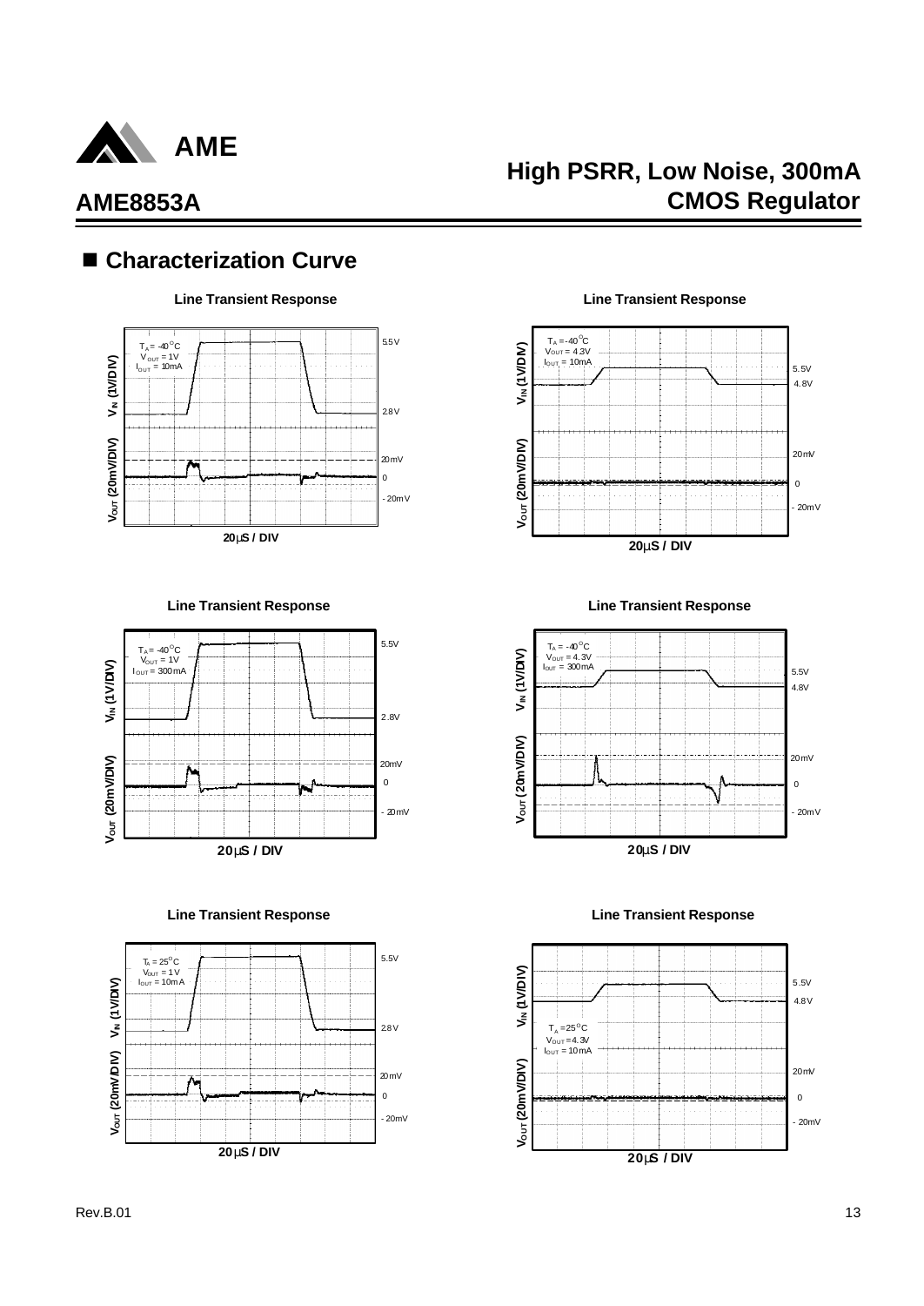## ■ Characterization Curve

**Line Transient Response**

$T_A = -40^{\circ}C$
$V_{OUT} = 1V$
$I_{OUT} = 10mA$

$V_{IN}$ (1V/DIV) — 5.5V, 2.8V
$V_{OUT}$ (20mV/DIV) — 20mV, 0, - 20mV

20μS / DIV

**Line Transient Response**

$T_A = -40^{\circ}C$
$V_{OUT} = 4.3V$
$I_{OUT} = 10mA$

$V_{IN}$ (1V/DIV) — 5.5V, 4.8V
$V_{OUT}$ (20mV/DIV) — 20mV, 0, - 20mV

20μS / DIV

**Line Transient Response**

$T_A = -40^{\circ}C$
$V_{OUT} = 1V$
$I_{OUT} = 300mA$

$V_{IN}$ (1V/DIV) — 5.5V, 2.8V
$V_{OUT}$ (20mV/DIV) — 20mV, 0, - 20mV

20μS / DIV

**Line Transient Response**

$T_A = -40^{\circ}C$
$V_{OUT} = 4.3V$
$I_{OUT} = 300mA$

$V_{IN}$ (1V/DIV) — 5.5V, 4.8V
$V_{OUT}$ (20mV/DIV) — 20mV, 0, - 20mV

20μS / DIV

**Line Transient Response**

$T_A = 25^{\circ}C$
$V_{OUT} = 1V$
$I_{OUT} = 10mA$

$V_{IN}$ (1V/DIV) — 5.5V, 2.8V
$V_{OUT}$ (20mV/DIV) — 20mV, 0, - 20mV

20μS / DIV

**Line Transient Response**

$T_A = 25^{\circ}C$
$V_{OUT} = 4.3V$
$I_{OUT} = 10mA$

$V_{IN}$ (1V/DIV) — 5.5V, 4.8V
$V_{OUT}$ (20mV/DIV) — 20mV, 0, - 20mV

20μS / DIV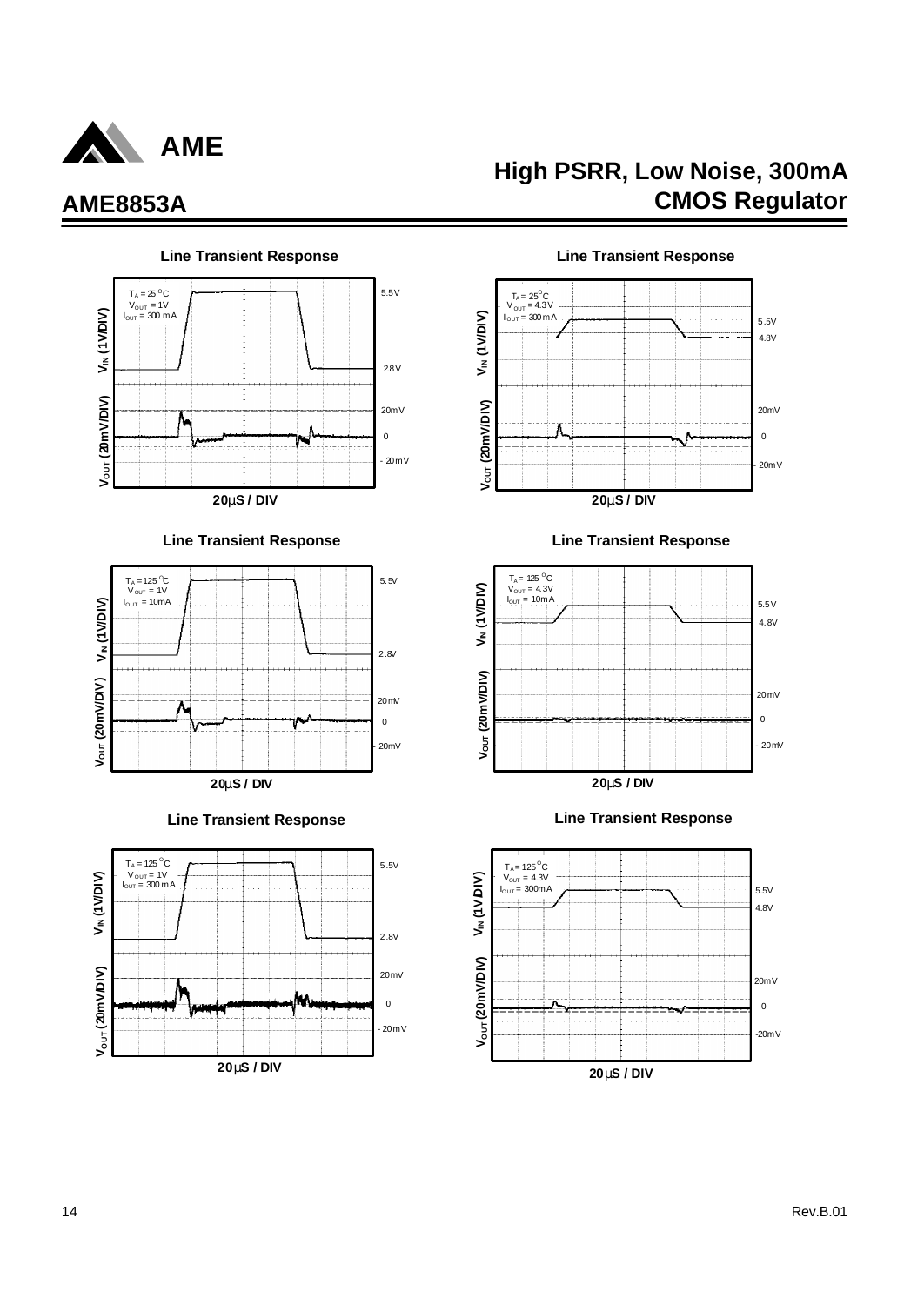## Line Transient Response

$T_A = 25^oC$
$V_{OUT} = 1V$
$I_{OUT} = 300mA$

$V_{IN}$ (1V/DIV): 5.5V, 2.8V

$V_{OUT}$ (20mV/DIV): 20mV, 0, -20mV

20μS / DIV

## Line Transient Response

$T_A = 25^oC$
$V_{OUT} = 4.3V$
$I_{OUT} = 300mA$

$V_{IN}$ (1V/DIV): 5.5V, 4.8V

$V_{OUT}$ (20mV/DIV): 20mV, 0, -20mV

20μS / DIV

## Line Transient Response

$T_A = 125^oC$
$V_{OUT} = 1V$
$I_{OUT} = 10mA$

$V_{IN}$ (1V/DIV): 5.5V, 2.8V

$V_{OUT}$ (20mV/DIV): 20mV, 0, -20mV

20μS / DIV

## Line Transient Response

$T_A = 125^oC$
$V_{OUT} = 4.3V$
$I_{OUT} = 10mA$

$V_{IN}$ (1V/DIV): 5.5V, 4.8V

$V_{OUT}$ (20mV/DIV): 20mV, 0, -20mV

20μS / DIV

## Line Transient Response

$T_A = 125^oC$
$V_{OUT} = 1V$
$I_{OUT} = 300mA$

$V_{IN}$ (1V/DIV): 5.5V, 2.8V

$V_{OUT}$ (20mV/DIV): 20mV, 0, -20mV

20μS / DIV

## Line Transient Response

$T_A = 125^oC$
$V_{OUT} = 4.3V$
$I_{OUT} = 300mA$

$V_{IN}$ (1V/DIV): 5.5V, 4.8V

$V_{OUT}$ (20mV/DIV): 20mV, 0, -20mV

20μS / DIV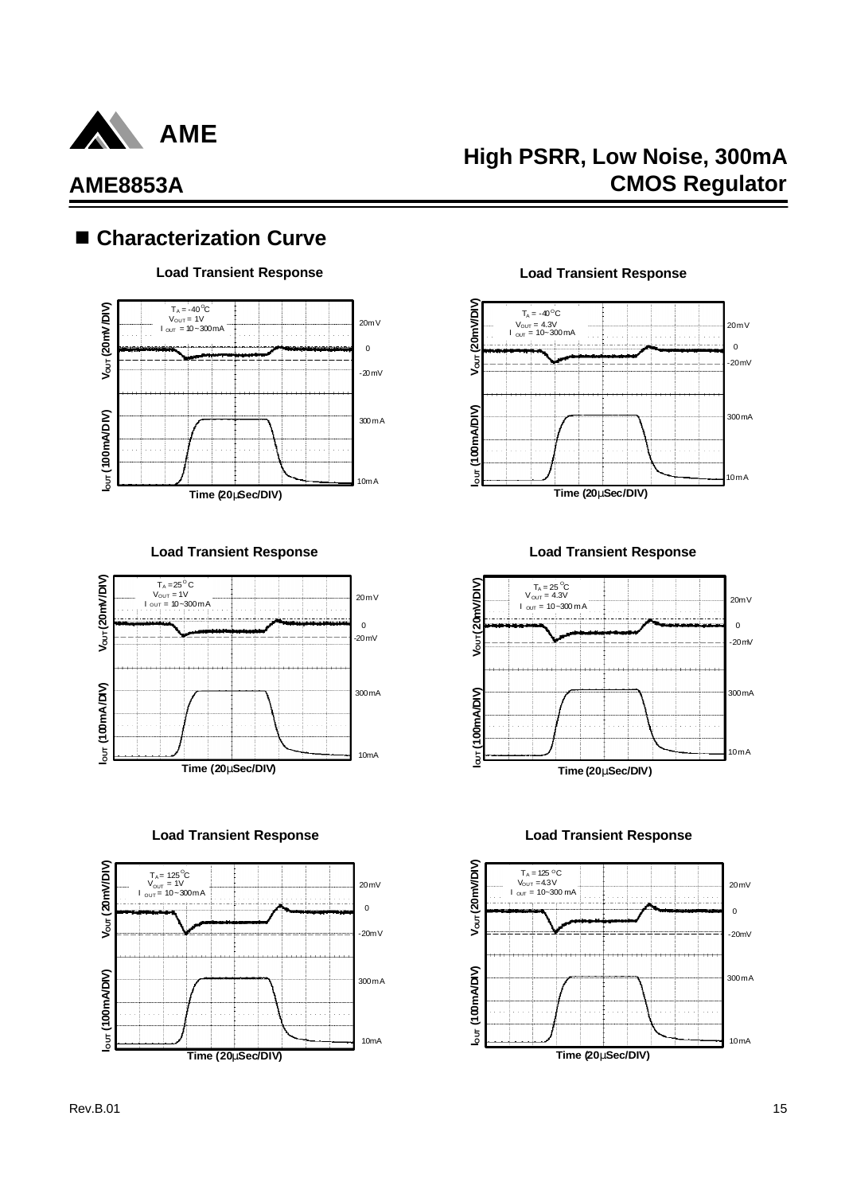## ■ Characterization Curve

**Load Transient Response**

$T_A = -40^{\circ}C$
$V_{OUT} = 1V$
$I_{OUT} = 10\sim300mA$

$V_{OUT}$ (20mV/DIV) — 20mV, 0, -20mV
$I_{OUT}$ (100mA/DIV) — 300mA, 10mA
Time (20μSec/DIV)

**Load Transient Response**

$T_A = -40^{\circ}C$
$V_{OUT} = 4.3V$
$I_{OUT} = 10\sim300mA$

$V_{OUT}$ (20mV/DIV) — 20mV, 0, -20mV
$I_{OUT}$ (100mA/DIV) — 300mA, 10mA
Time (20μSec/DIV)

**Load Transient Response**

$T_A = 25^{\circ}C$
$V_{OUT} = 1V$
$I_{OUT} = 10\sim300mA$

$V_{OUT}$ (20mV/DIV) — 20mV, 0, -20mV
$I_{OUT}$ (100mA/DIV) — 300mA, 10mA
Time (20μSec/DIV)

**Load Transient Response**

$T_A = 25^{\circ}C$
$V_{OUT} = 4.3V$
$I_{OUT} = 10\sim300mA$

$V_{OUT}$ (20mV/DIV) — 20mV, 0, -20mV
$I_{OUT}$ (100mA/DIV) — 300mA, 10mA
Time (20μSec/DIV)

**Load Transient Response**

$T_A = 125^{\circ}C$
$V_{OUT} = 1V$
$I_{OUT} = 10\sim300mA$

$V_{OUT}$ (20mV/DIV) — 20mV, 0, -20mV
$I_{OUT}$ (100mA/DIV) — 300mA, 10mA
Time (20μSec/DIV)

**Load Transient Response**

$T_A = 125^{\circ}C$
$V_{OUT} = 4.3V$
$I_{OUT} = 10\sim300mA$

$V_{OUT}$ (20mV/DIV) — 20mV, 0, -20mV
$I_{OUT}$ (100mA/DIV) — 300mA, 10mA
Time (20μSec/DIV)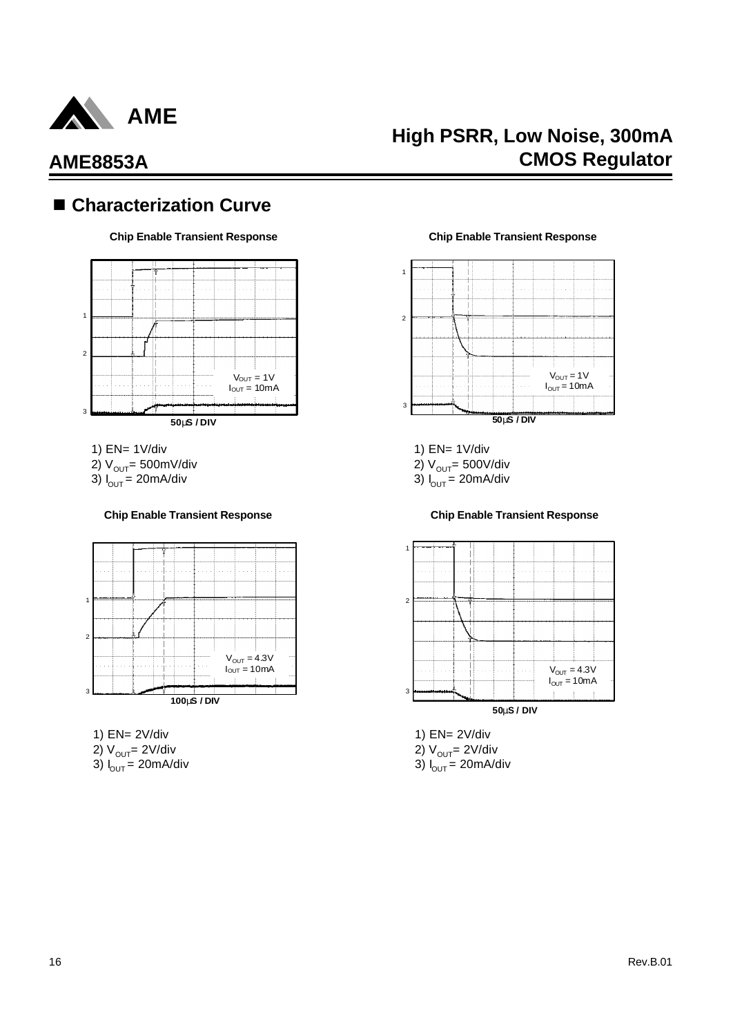## ■ Characterization Curve

**Chip Enable Transient Response**

$V_{OUT} = 1V$
$I_{OUT} = 10mA$

50μS / DIV

1) EN= 1V/div
2) $V_{OUT}$= 500mV/div
3) $I_{OUT}$ = 20mA/div

**Chip Enable Transient Response**

$V_{OUT} = 1V$
$I_{OUT} = 10mA$

50μS / DIV

1) EN= 1V/div
2) $V_{OUT}$= 500V/div
3) $I_{OUT}$ = 20mA/div

**Chip Enable Transient Response**

$V_{OUT} = 4.3V$
$I_{OUT} = 10mA$

100μS / DIV

1) EN= 2V/div
2) $V_{OUT}$= 2V/div
3) $I_{OUT}$ = 20mA/div

**Chip Enable Transient Response**

$V_{OUT} = 4.3V$
$I_{OUT} = 10mA$

50μS / DIV

1) EN= 2V/div
2) $V_{OUT}$= 2V/div
3) $I_{OUT}$ = 20mA/div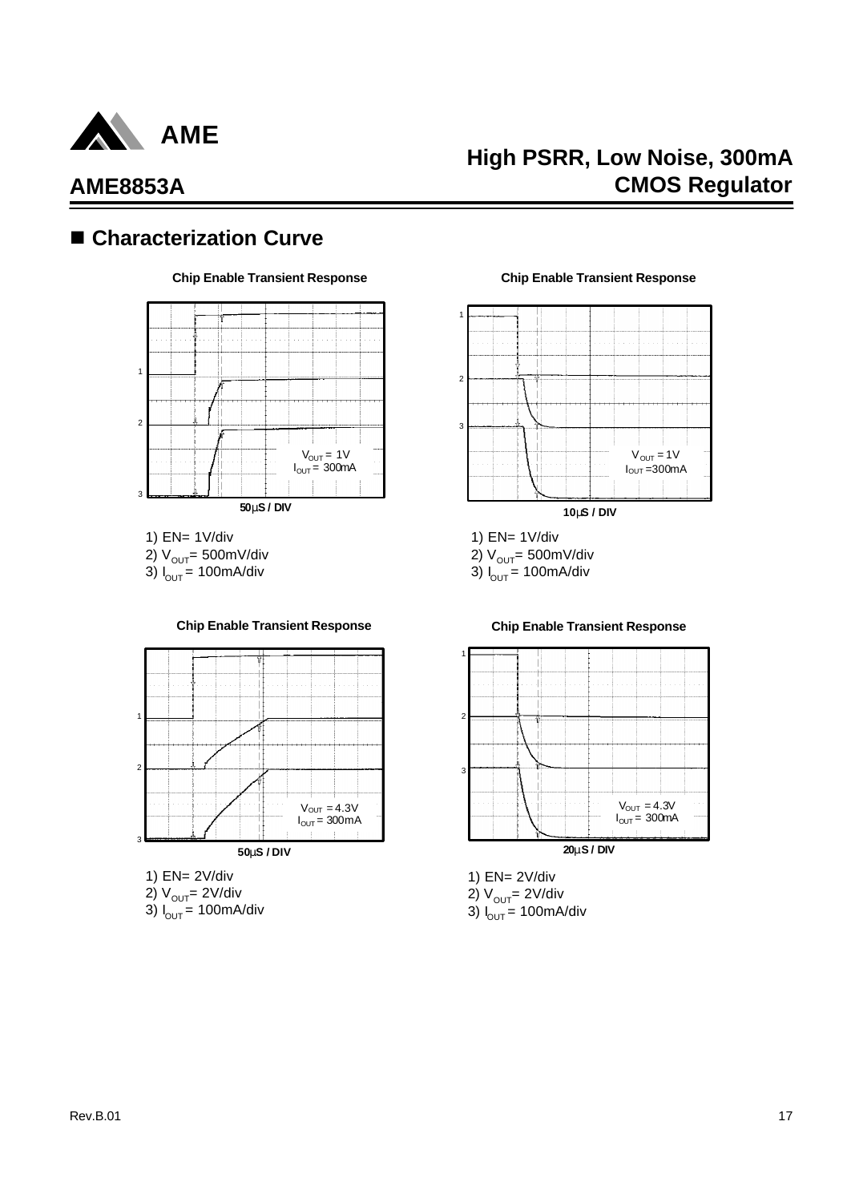## ■ Characterization Curve

**Chip Enable Transient Response**

$V_{OUT}$ = 1V
$I_{OUT}$ = 300mA

50μS / DIV

1) EN= 1V/div
2) $V_{OUT}$= 500mV/div
3) $I_{OUT}$ = 100mA/div

**Chip Enable Transient Response**

$V_{OUT}$ = 1V
$I_{OUT}$ =300mA

10μS / DIV

1) EN= 1V/div
2) $V_{OUT}$= 500mV/div
3) $I_{OUT}$ = 100mA/div

**Chip Enable Transient Response**

$V_{OUT}$ = 4.3V
$I_{OUT}$ = 300mA

50μS / DIV

1) EN= 2V/div
2) $V_{OUT}$= 2V/div
3) $I_{OUT}$ = 100mA/div

**Chip Enable Transient Response**

$V_{OUT}$ = 4.3V
$I_{OUT}$ = 300mA

20μS / DIV

1) EN= 2V/div
2) $V_{OUT}$= 2V/div
3) $I_{OUT}$ = 100mA/div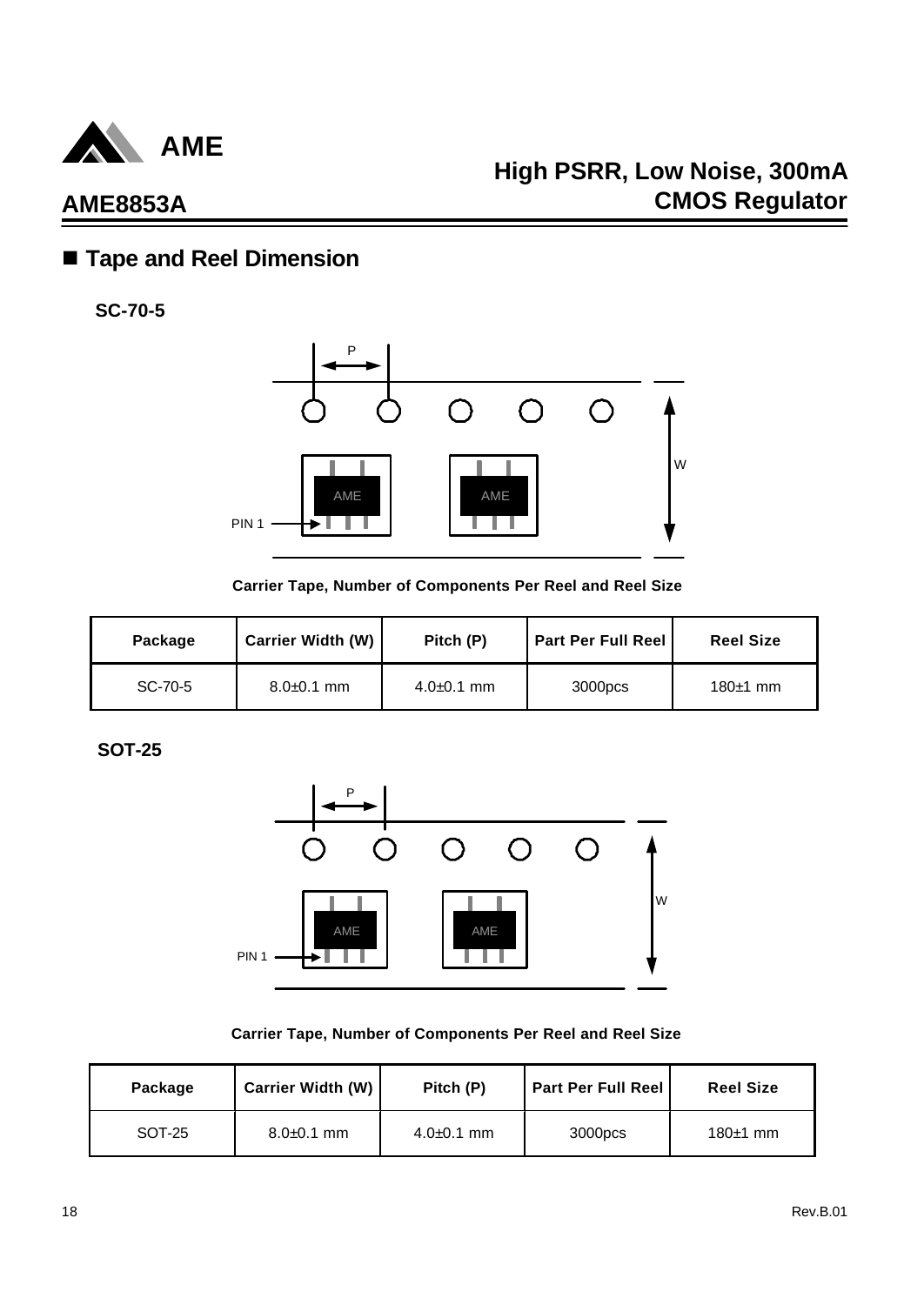## ■ Tape and Reel Dimension

**SC-70-5**

P

W

AME

AME

PIN 1

**Carrier Tape, Number of Components Per Reel and Reel Size**

| Package | Carrier Width (W) | Pitch (P) | Part Per Full Reel | Reel Size |
|---|---|---|---|---|
| SC-70-5 | 8.0±0.1 mm | 4.0±0.1 mm | 3000pcs | 180±1 mm |

**SOT-25**

P

W

AME

AME

PIN 1

**Carrier Tape, Number of Components Per Reel and Reel Size**

| Package | Carrier Width (W) | Pitch (P) | Part Per Full Reel | Reel Size |
|---|---|---|---|---|
| SOT-25 | 8.0±0.1 mm | 4.0±0.1 mm | 3000pcs | 180±1 mm |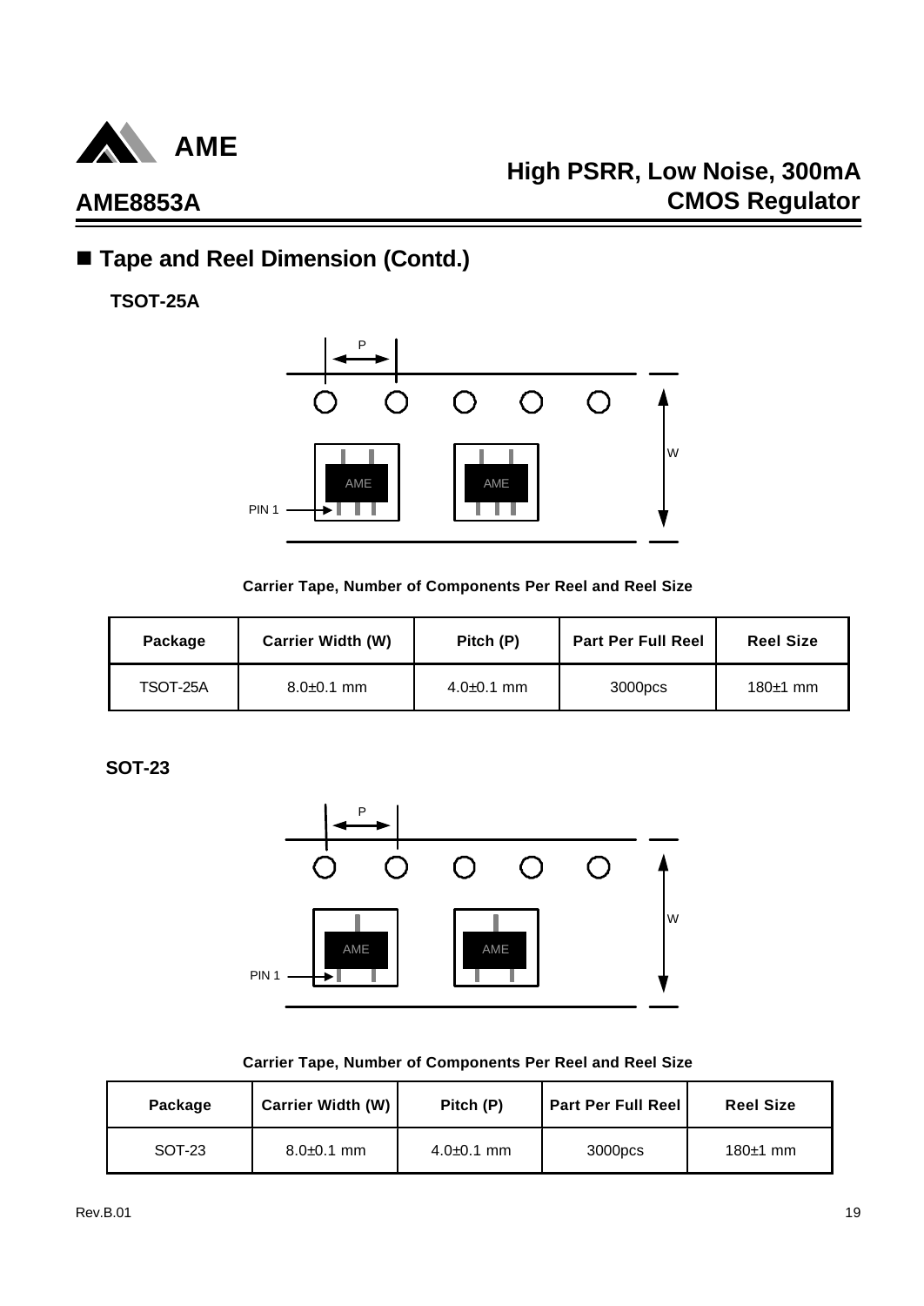## ■ Tape and Reel Dimension (Contd.)

**TSOT-25A**

**Carrier Tape, Number of Components Per Reel and Reel Size**

| Package | Carrier Width (W) | Pitch (P) | Part Per Full Reel | Reel Size |
|---|---|---|---|---|
| TSOT-25A | 8.0±0.1 mm | 4.0±0.1 mm | 3000pcs | 180±1 mm |

**SOT-23**

**Carrier Tape, Number of Components Per Reel and Reel Size**

| Package | Carrier Width (W) | Pitch (P) | Part Per Full Reel | Reel Size |
|---|---|---|---|---|
| SOT-23 | 8.0±0.1 mm | 4.0±0.1 mm | 3000pcs | 180±1 mm |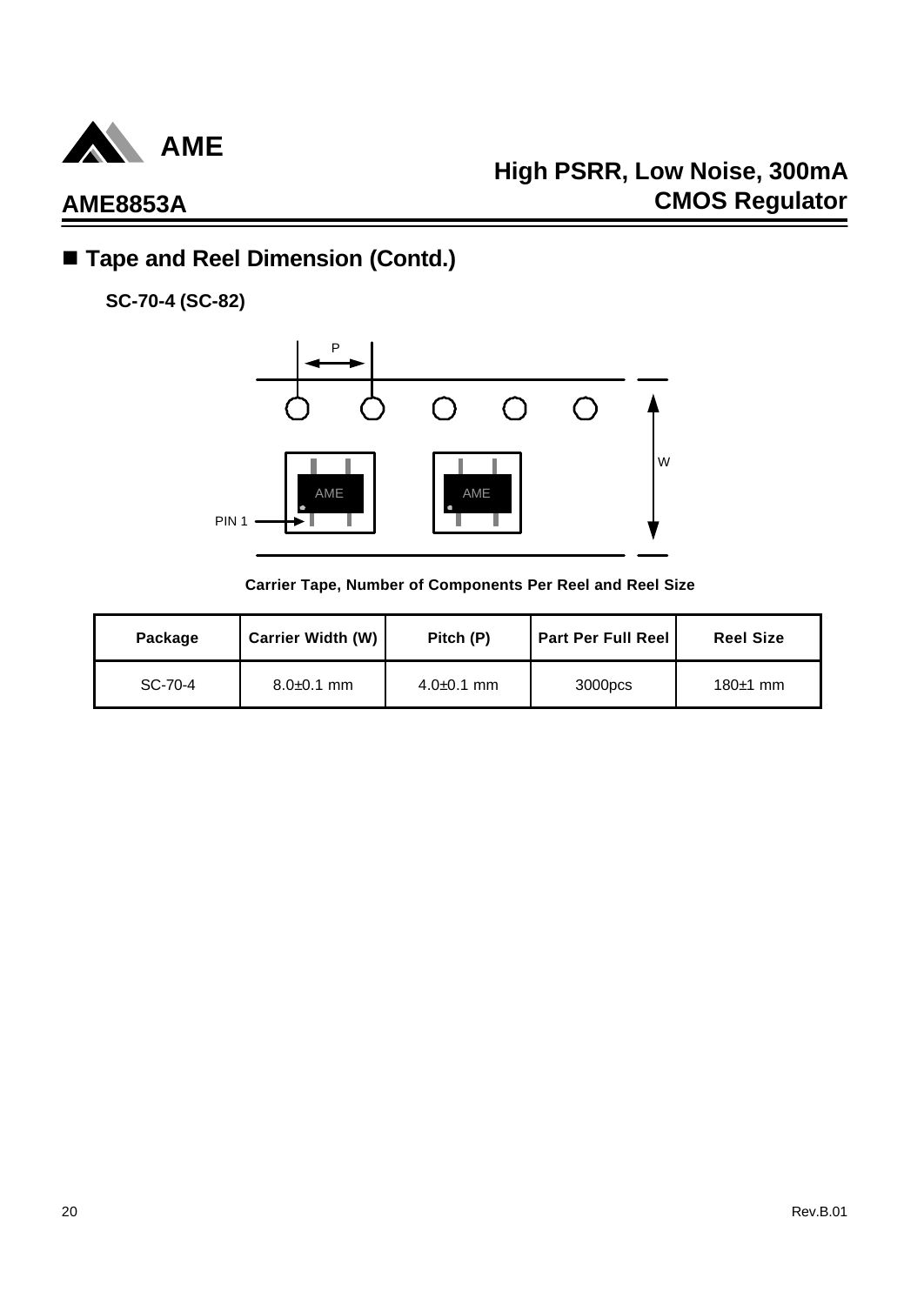## ■ Tape and Reel Dimension (Contd.)

**SC-70-4 (SC-82)**

**Carrier Tape, Number of Components Per Reel and Reel Size**

| Package | Carrier Width (W) | Pitch (P) | Part Per Full Reel | Reel Size |
|---|---|---|---|---|
| SC-70-4 | 8.0±0.1 mm | 4.0±0.1 mm | 3000pcs | 180±1 mm |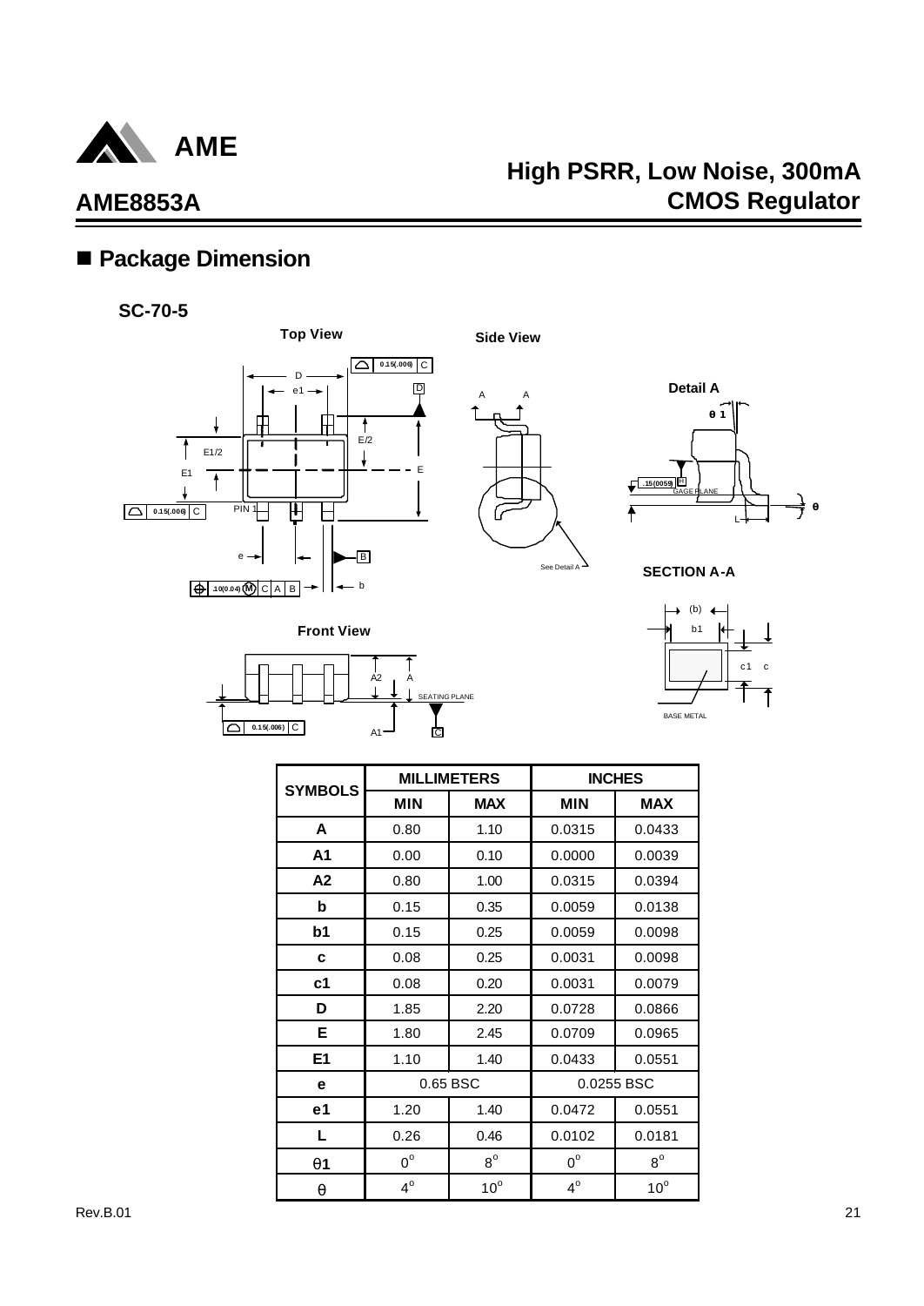## ■ Package Dimension

**SC-70-5**

**Top View** | **Side View** | **Detail A** | **SECTION A-A** | **Front View**

| SYMBOLS | MILLIMETERS | | INCHES | |
|---|---|---|---|---|
| | MIN | MAX | MIN | MAX |
| A | 0.80 | 1.10 | 0.0315 | 0.0433 |
| A1 | 0.00 | 0.10 | 0.0000 | 0.0039 |
| A2 | 0.80 | 1.00 | 0.0315 | 0.0394 |
| b | 0.15 | 0.35 | 0.0059 | 0.0138 |
| b1 | 0.15 | 0.25 | 0.0059 | 0.0098 |
| c | 0.08 | 0.25 | 0.0031 | 0.0098 |
| c1 | 0.08 | 0.20 | 0.0031 | 0.0079 |
| D | 1.85 | 2.20 | 0.0728 | 0.0866 |
| E | 1.80 | 2.45 | 0.0709 | 0.0965 |
| E1 | 1.10 | 1.40 | 0.0433 | 0.0551 |
| e | 0.65 BSC | | 0.0255 BSC | |
| e1 | 1.20 | 1.40 | 0.0472 | 0.0551 |
| L | 0.26 | 0.46 | 0.0102 | 0.0181 |
| θ1 | $0^{o}$ | $8^{o}$ | $0^{o}$ | $8^{o}$ |
| θ | $4^{o}$ | $10^{o}$ | $4^{o}$ | $10^{o}$ |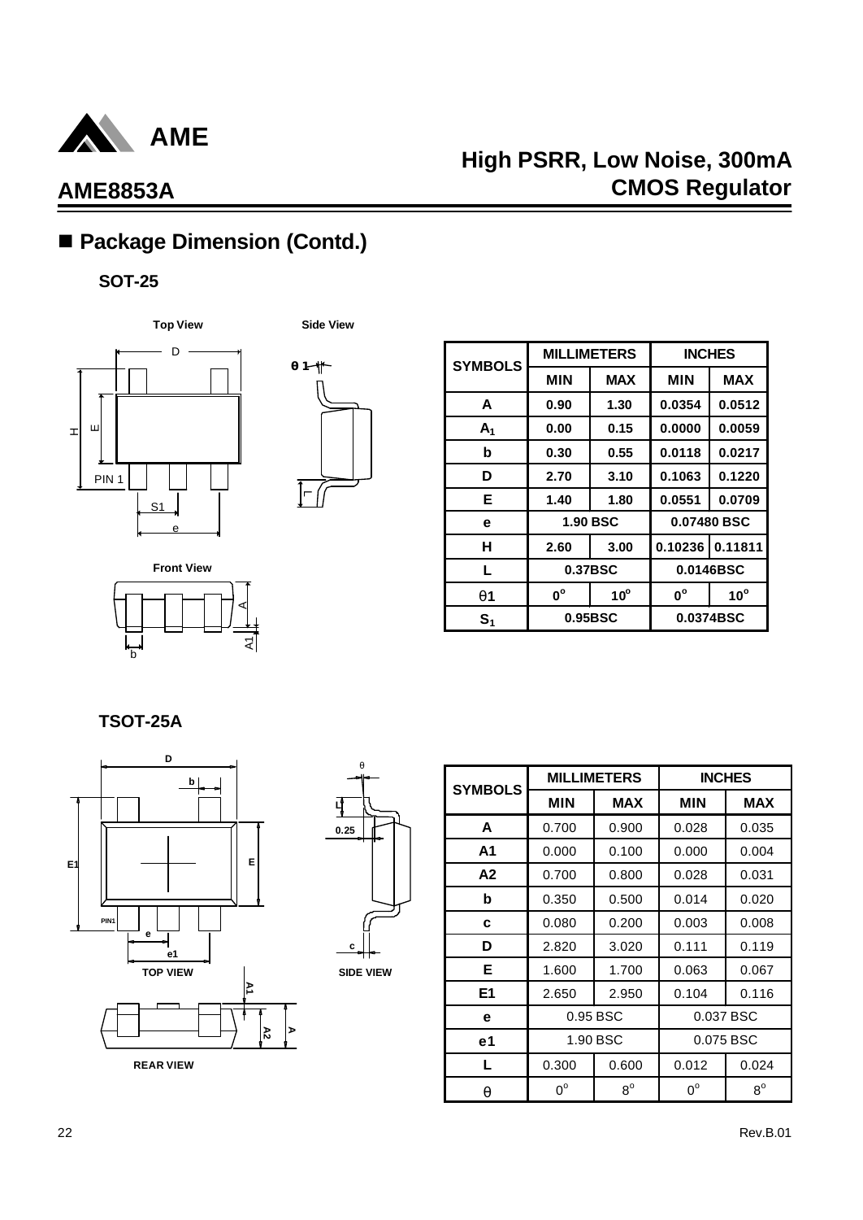## ■ Package Dimension (Contd.)

### SOT-25

| SYMBOLS | MILLIMETERS | | INCHES | |
|---|---|---|---|---|
| | MIN | MAX | MIN | MAX |
| A | 0.90 | 1.30 | 0.0354 | 0.0512 |
| $A_1$ | 0.00 | 0.15 | 0.0000 | 0.0059 |
| b | 0.30 | 0.55 | 0.0118 | 0.0217 |
| D | 2.70 | 3.10 | 0.1063 | 0.1220 |
| E | 1.40 | 1.80 | 0.0551 | 0.0709 |
| e | 1.90 BSC | | 0.07480 BSC | |
| H | 2.60 | 3.00 | 0.10236 | 0.11811 |
| L | 0.37BSC | | 0.0146BSC | |
| θ1 | $0^o$ | $10^o$ | $0^o$ | $10^o$ |
| $S_1$ | 0.95BSC | | 0.0374BSC | |

### TSOT-25A

| SYMBOLS | MILLIMETERS | | INCHES | |
|---|---|---|---|---|
| | MIN | MAX | MIN | MAX |
| A | 0.700 | 0.900 | 0.028 | 0.035 |
| A1 | 0.000 | 0.100 | 0.000 | 0.004 |
| A2 | 0.700 | 0.800 | 0.028 | 0.031 |
| b | 0.350 | 0.500 | 0.014 | 0.020 |
| c | 0.080 | 0.200 | 0.003 | 0.008 |
| D | 2.820 | 3.020 | 0.111 | 0.119 |
| E | 1.600 | 1.700 | 0.063 | 0.067 |
| E1 | 2.650 | 2.950 | 0.104 | 0.116 |
| e | 0.95 BSC | | 0.037 BSC | |
| e1 | 1.90 BSC | | 0.075 BSC | |
| L | 0.300 | 0.600 | 0.012 | 0.024 |
| θ | $0^o$ | $8^o$ | $0^o$ | $8^o$ |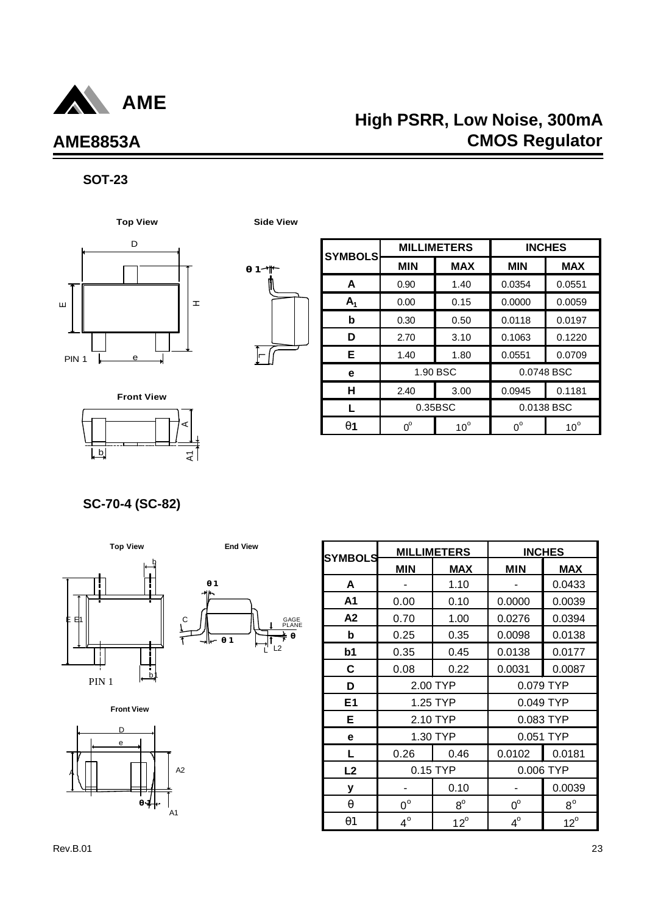## SOT-23

Top View

Side View

Front View

| SYMBOLS | MILLIMETERS | | INCHES | |
|---|---|---|---|---|
| | MIN | MAX | MIN | MAX |
| A | 0.90 | 1.40 | 0.0354 | 0.0551 |
| $A_1$ | 0.00 | 0.15 | 0.0000 | 0.0059 |
| b | 0.30 | 0.50 | 0.0118 | 0.0197 |
| D | 2.70 | 3.10 | 0.1063 | 0.1220 |
| E | 1.40 | 1.80 | 0.0551 | 0.0709 |
| e | 1.90 BSC | | 0.0748 BSC | |
| H | 2.40 | 3.00 | 0.0945 | 0.1181 |
| L | 0.35BSC | | 0.0138 BSC | |
| θ1 | $0^o$ | $10^o$ | $0^o$ | $10^o$ |

## SC-70-4 (SC-82)

Top View

End View

Front View

| SYMBOLS | MILLIMETERS | | INCHES | |
|---|---|---|---|---|
| | MIN | MAX | MIN | MAX |
| A | - | 1.10 | - | 0.0433 |
| A1 | 0.00 | 0.10 | 0.0000 | 0.0039 |
| A2 | 0.70 | 1.00 | 0.0276 | 0.0394 |
| b | 0.25 | 0.35 | 0.0098 | 0.0138 |
| b1 | 0.35 | 0.45 | 0.0138 | 0.0177 |
| C | 0.08 | 0.22 | 0.0031 | 0.0087 |
| D | 2.00 TYP | | 0.079 TYP | |
| E1 | 1.25 TYP | | 0.049 TYP | |
| E | 2.10 TYP | | 0.083 TYP | |
| e | 1.30 TYP | | 0.051 TYP | |
| L | 0.26 | 0.46 | 0.0102 | 0.0181 |
| L2 | 0.15 TYP | | 0.006 TYP | |
| y | - | 0.10 | - | 0.0039 |
| θ | $0^o$ | $8^o$ | $0^o$ | $8^o$ |
| θ1 | $4^o$ | $12^o$ | $4^o$ | $12^o$ |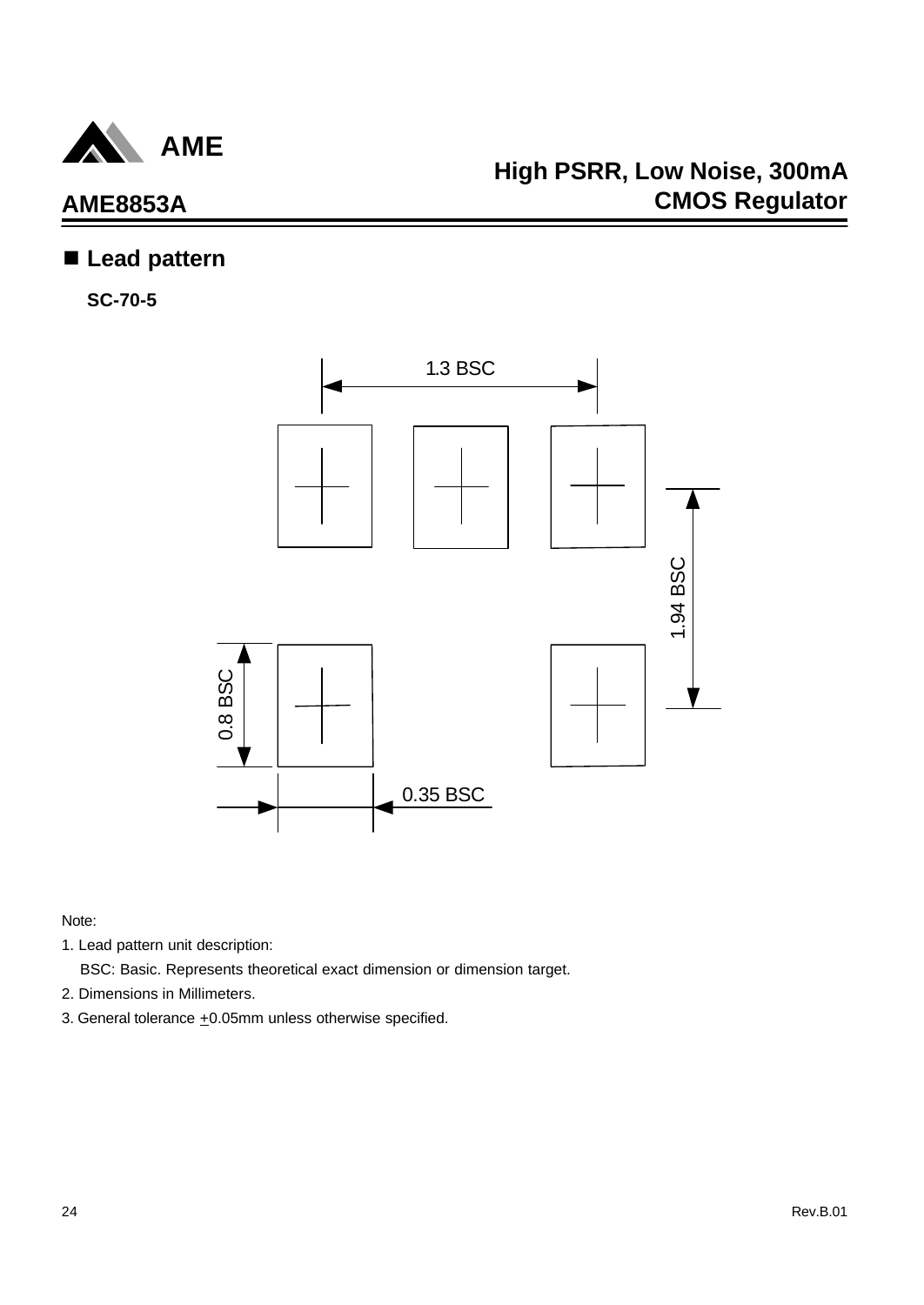## ■ Lead pattern

**SC-70-5**

1.3 BSC

1.94 BSC

0.8 BSC

0.35 BSC

Note:

1. Lead pattern unit description:

   BSC: Basic. Represents theoretical exact dimension or dimension target.

2. Dimensions in Millimeters.
3. General tolerance ±0.05mm unless otherwise specified.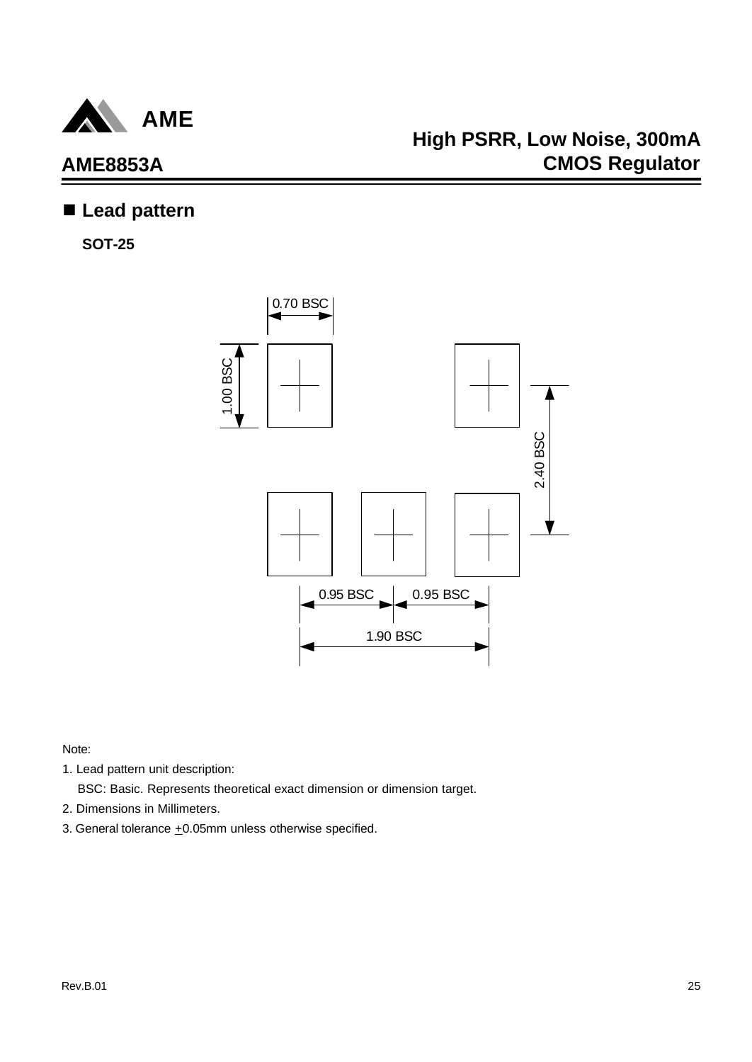## ■ Lead pattern

**SOT-25**

0.70 BSC

1.00 BSC

2.40 BSC

0.95 BSC  0.95 BSC

1.90 BSC

Note:

1. Lead pattern unit description:

   BSC: Basic. Represents theoretical exact dimension or dimension target.

2. Dimensions in Millimeters.

3. General tolerance ±0.05mm unless otherwise specified.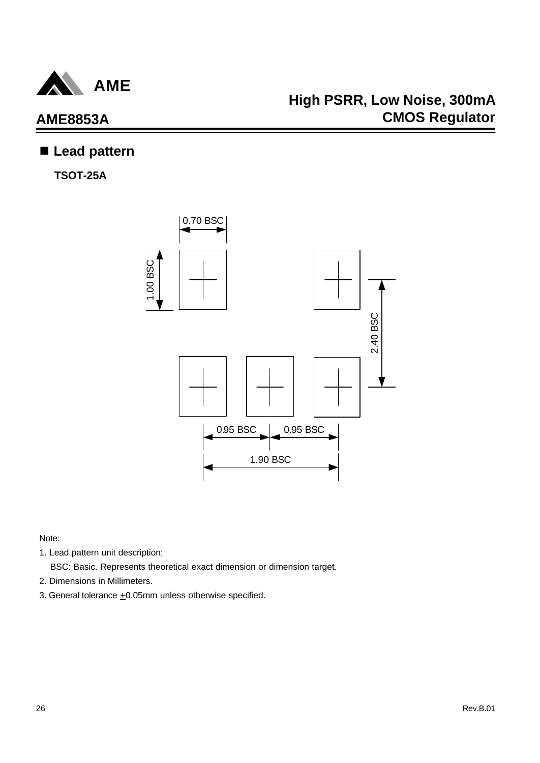## ■ Lead pattern

**TSOT-25A**

0.70 BSC

1.00 BSC

2.40 BSC

0.95 BSC    0.95 BSC

1.90 BSC

Note:

1. Lead pattern unit description:

   BSC: Basic. Represents theoretical exact dimension or dimension target.

2. Dimensions in Millimeters.

3. General tolerance $\pm$0.05mm unless otherwise specified.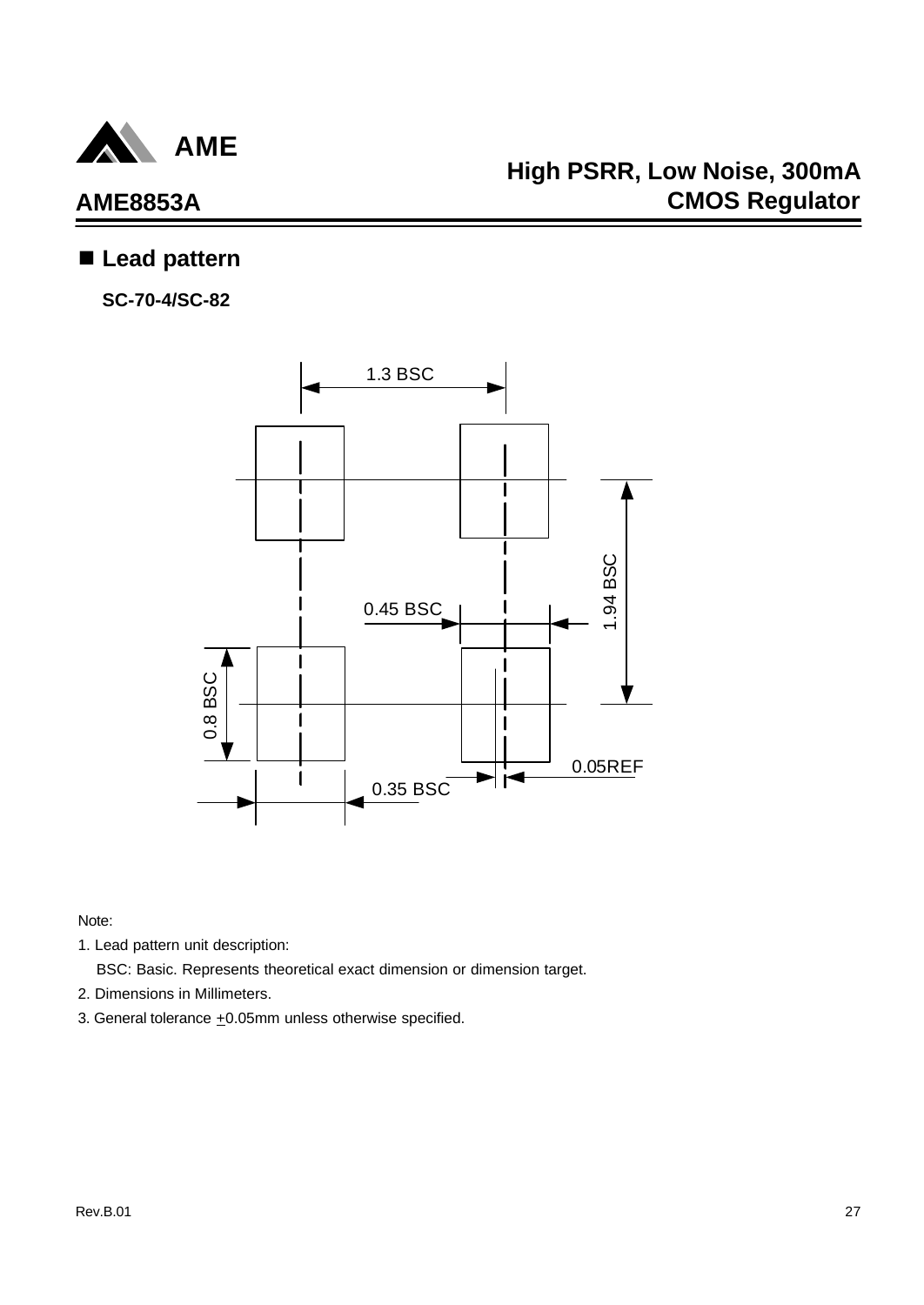## ■ Lead pattern

**SC-70-4/SC-82**

1.3 BSC

0.45 BSC

1.94 BSC

0.8 BSC

0.05REF

0.35 BSC

Note:

1. Lead pattern unit description:

   BSC: Basic. Represents theoretical exact dimension or dimension target.

2. Dimensions in Millimeters.

3. General tolerance ±0.05mm unless otherwise specified.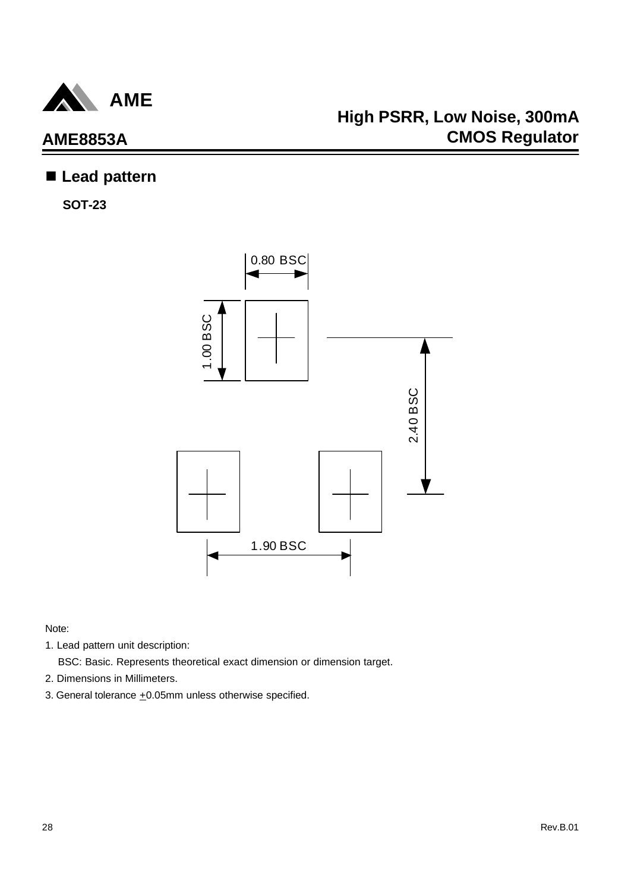## ■ Lead pattern

**SOT-23**

0.80 BSC

1.00 BSC

2.40 BSC

1.90 BSC

Note:

1. Lead pattern unit description:

   BSC: Basic. Represents theoretical exact dimension or dimension target.

2. Dimensions in Millimeters.

3. General tolerance $\pm$0.05mm unless otherwise specified.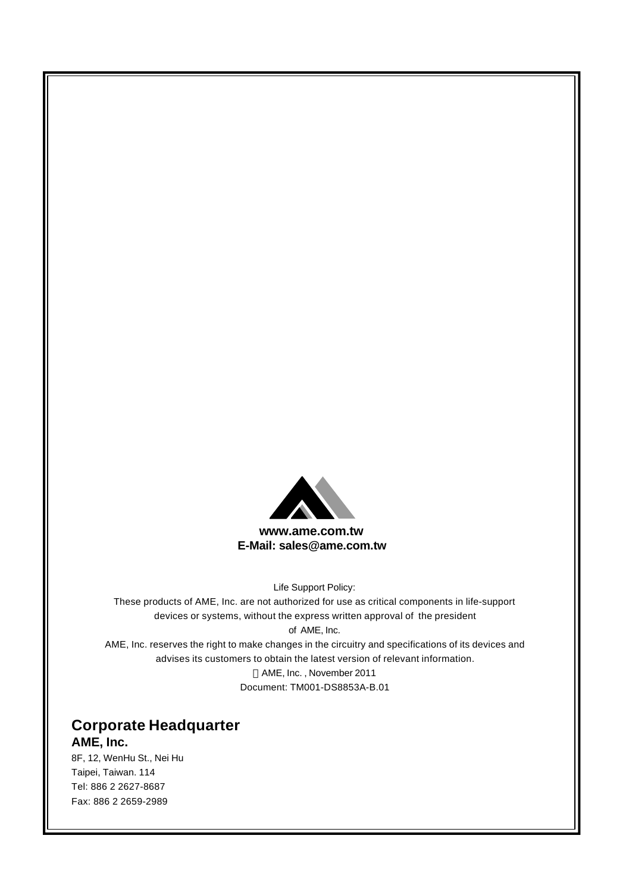**www.ame.com.tw**
**E-Mail: sales@ame.com.tw**

Life Support Policy:
These products of AME, Inc. are not authorized for use as critical components in life-support devices or systems, without the express written approval of the president of AME, Inc.

AME, Inc. reserves the right to make changes in the circuitry and specifications of its devices and advises its customers to obtain the latest version of relevant information.

 AME, Inc. , November 2011

Document: TM001-DS8853A-B.01

## Corporate Headquarter

**AME, Inc.**

8F, 12, WenHu St., Nei Hu
Taipei, Taiwan. 114
Tel: 886 2 2627-8687
Fax: 886 2 2659-2989